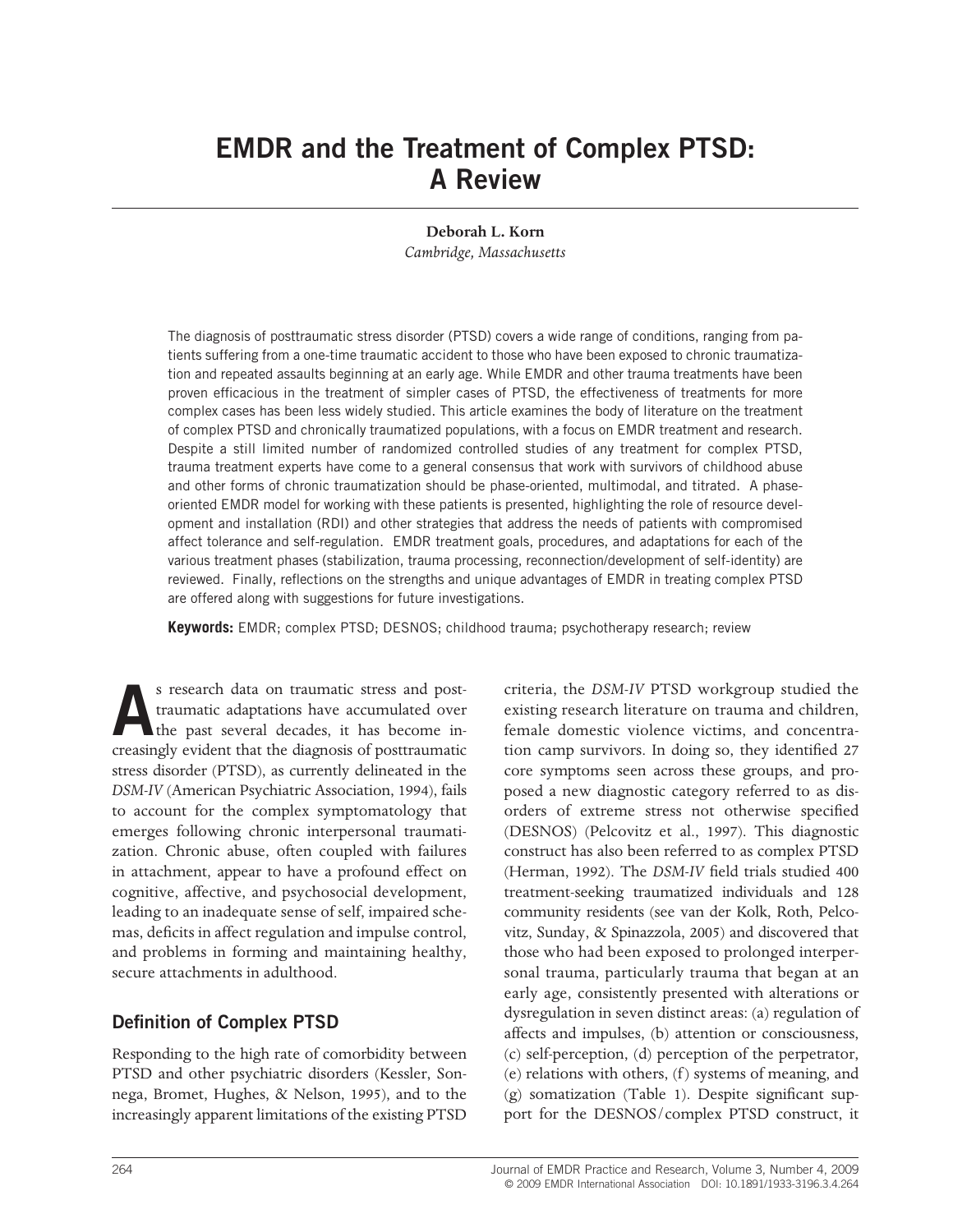# EMDR and the Treatment of Complex PTSD: A Review

**Deborah L. Korn**
*Cambridge, Massachusetts*

The diagnosis of posttraumatic stress disorder (PTSD) covers a wide range of conditions, ranging from patients suffering from a one-time traumatic accident to those who have been exposed to chronic traumatization and repeated assaults beginning at an early age. While EMDR and other trauma treatments have been proven efficacious in the treatment of simpler cases of PTSD, the effectiveness of treatments for more complex cases has been less widely studied. This article examines the body of literature on the treatment of complex PTSD and chronically traumatized populations, with a focus on EMDR treatment and research. Despite a still limited number of randomized controlled studies of any treatment for complex PTSD, trauma treatment experts have come to a general consensus that work with survivors of childhood abuse and other forms of chronic traumatization should be phase-oriented, multimodal, and titrated. A phase-oriented EMDR model for working with these patients is presented, highlighting the role of resource development and installation (RDI) and other strategies that address the needs of patients with compromised affect tolerance and self-regulation. EMDR treatment goals, procedures, and adaptations for each of the various treatment phases (stabilization, trauma processing, reconnection/development of self-identity) are reviewed. Finally, reflections on the strengths and unique advantages of EMDR in treating complex PTSD are offered along with suggestions for future investigations.

**Keywords:** EMDR; complex PTSD; DESNOS; childhood trauma; psychotherapy research; review

As research data on traumatic stress and posttraumatic adaptations have accumulated over the past several decades, it has become increasingly evident that the diagnosis of posttraumatic stress disorder (PTSD), as currently delineated in the *DSM-IV* (American Psychiatric Association, 1994), fails to account for the complex symptomatology that emerges following chronic interpersonal traumatization. Chronic abuse, often coupled with failures in attachment, appear to have a profound effect on cognitive, affective, and psychosocial development, leading to an inadequate sense of self, impaired schemas, deficits in affect regulation and impulse control, and problems in forming and maintaining healthy, secure attachments in adulthood.

## Definition of Complex PTSD

Responding to the high rate of comorbidity between PTSD and other psychiatric disorders (Kessler, Sonnega, Bromet, Hughes, & Nelson, 1995), and to the increasingly apparent limitations of the existing PTSD criteria, the *DSM-IV* PTSD workgroup studied the existing research literature on trauma and children, female domestic violence victims, and concentration camp survivors. In doing so, they identified 27 core symptoms seen across these groups, and proposed a new diagnostic category referred to as disorders of extreme stress not otherwise specified (DESNOS) (Pelcovitz et al., 1997). This diagnostic construct has also been referred to as complex PTSD (Herman, 1992). The *DSM-IV* field trials studied 400 treatment-seeking traumatized individuals and 128 community residents (see van der Kolk, Roth, Pelcovitz, Sunday, & Spinazzola, 2005) and discovered that those who had been exposed to prolonged interpersonal trauma, particularly trauma that began at an early age, consistently presented with alterations or dysregulation in seven distinct areas: (a) regulation of affects and impulses, (b) attention or consciousness, (c) self-perception, (d) perception of the perpetrator, (e) relations with others, (f) systems of meaning, and (g) somatization (Table 1). Despite significant support for the DESNOS/complex PTSD construct, it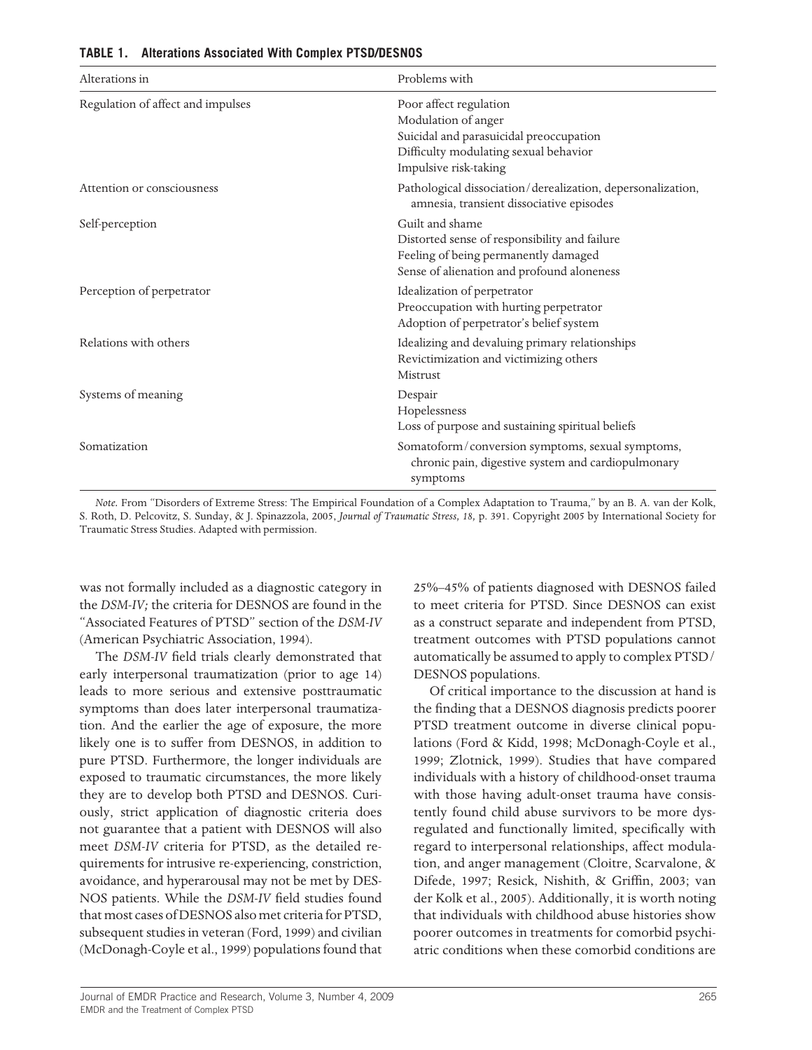**TABLE 1. Alterations Associated With Complex PTSD/DESNOS**

| Alterations in | Problems with |
|---|---|
| Regulation of affect and impulses | Poor affect regulation<br>Modulation of anger<br>Suicidal and parasuicidal preoccupation<br>Difficulty modulating sexual behavior<br>Impulsive risk-taking |
| Attention or consciousness | Pathological dissociation/derealization, depersonalization, amnesia, transient dissociative episodes |
| Self-perception | Guilt and shame<br>Distorted sense of responsibility and failure<br>Feeling of being permanently damaged<br>Sense of alienation and profound aloneness |
| Perception of perpetrator | Idealization of perpetrator<br>Preoccupation with hurting perpetrator<br>Adoption of perpetrator's belief system |
| Relations with others | Idealizing and devaluing primary relationships<br>Revictimization and victimizing others<br>Mistrust |
| Systems of meaning | Despair<br>Hopelessness<br>Loss of purpose and sustaining spiritual beliefs |
| Somatization | Somatoform/conversion symptoms, sexual symptoms, chronic pain, digestive system and cardiopulmonary symptoms |

*Note.* From "Disorders of Extreme Stress: The Empirical Foundation of a Complex Adaptation to Trauma," by an B. A. van der Kolk, S. Roth, D. Pelcovitz, S. Sunday, & J. Spinazzola, 2005, *Journal of Traumatic Stress, 18,* p. 391. Copyright 2005 by International Society for Traumatic Stress Studies. Adapted with permission.

was not formally included as a diagnostic category in the *DSM-IV;* the criteria for DESNOS are found in the "Associated Features of PTSD" section of the *DSM-IV* (American Psychiatric Association, 1994).

The *DSM-IV* field trials clearly demonstrated that early interpersonal traumatization (prior to age 14) leads to more serious and extensive posttraumatic symptoms than does later interpersonal traumatization. And the earlier the age of exposure, the more likely one is to suffer from DESNOS, in addition to pure PTSD. Furthermore, the longer individuals are exposed to traumatic circumstances, the more likely they are to develop both PTSD and DESNOS. Curiously, strict application of diagnostic criteria does not guarantee that a patient with DESNOS will also meet *DSM-IV* criteria for PTSD, as the detailed requirements for intrusive re-experiencing, constriction, avoidance, and hyperarousal may not be met by DESNOS patients. While the *DSM-IV* field studies found that most cases of DESNOS also met criteria for PTSD, subsequent studies in veteran (Ford, 1999) and civilian (McDonagh-Coyle et al., 1999) populations found that 25%–45% of patients diagnosed with DESNOS failed to meet criteria for PTSD. Since DESNOS can exist as a construct separate and independent from PTSD, treatment outcomes with PTSD populations cannot automatically be assumed to apply to complex PTSD/DESNOS populations.

Of critical importance to the discussion at hand is the finding that a DESNOS diagnosis predicts poorer PTSD treatment outcome in diverse clinical populations (Ford & Kidd, 1998; McDonagh-Coyle et al., 1999; Zlotnick, 1999). Studies that have compared individuals with a history of childhood-onset trauma with those having adult-onset trauma have consistently found child abuse survivors to be more dysregulated and functionally limited, specifically with regard to interpersonal relationships, affect modulation, and anger management (Cloitre, Scarvalone, & Difede, 1997; Resick, Nishith, & Griffin, 2003; van der Kolk et al., 2005). Additionally, it is worth noting that individuals with childhood abuse histories show poorer outcomes in treatments for comorbid psychiatric conditions when these comorbid conditions are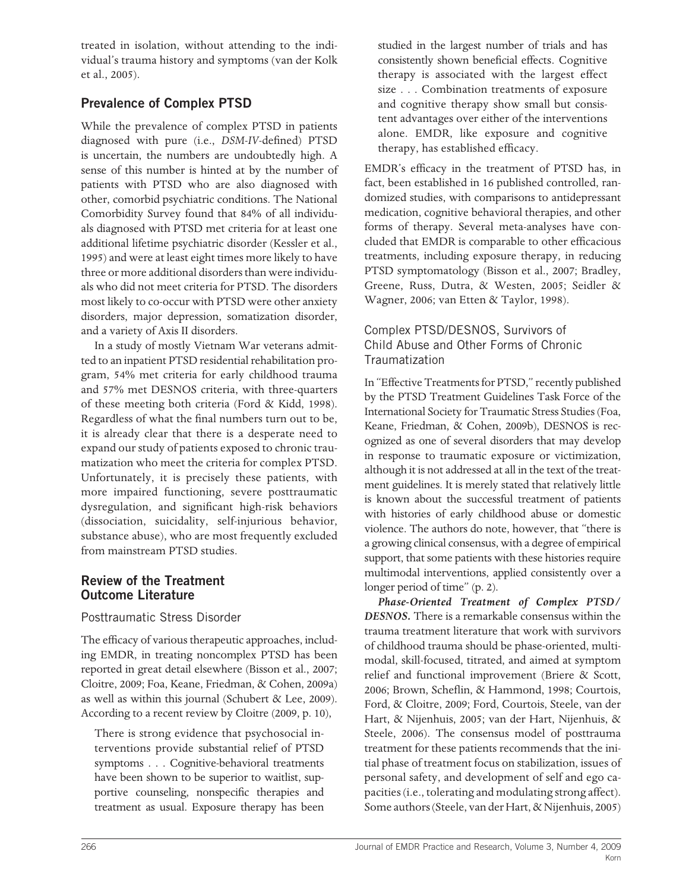treated in isolation, without attending to the individual's trauma history and symptoms (van der Kolk et al., 2005).

## Prevalence of Complex PTSD

While the prevalence of complex PTSD in patients diagnosed with pure (i.e., *DSM-IV*-defined) PTSD is uncertain, the numbers are undoubtedly high. A sense of this number is hinted at by the number of patients with PTSD who are also diagnosed with other, comorbid psychiatric conditions. The National Comorbidity Survey found that 84% of all individuals diagnosed with PTSD met criteria for at least one additional lifetime psychiatric disorder (Kessler et al., 1995) and were at least eight times more likely to have three or more additional disorders than were individuals who did not meet criteria for PTSD. The disorders most likely to co-occur with PTSD were other anxiety disorders, major depression, somatization disorder, and a variety of Axis II disorders.

In a study of mostly Vietnam War veterans admitted to an inpatient PTSD residential rehabilitation program, 54% met criteria for early childhood trauma and 57% met DESNOS criteria, with three-quarters of these meeting both criteria (Ford & Kidd, 1998). Regardless of what the final numbers turn out to be, it is already clear that there is a desperate need to expand our study of patients exposed to chronic traumatization who meet the criteria for complex PTSD. Unfortunately, it is precisely these patients, with more impaired functioning, severe posttraumatic dysregulation, and significant high-risk behaviors (dissociation, suicidality, self-injurious behavior, substance abuse), who are most frequently excluded from mainstream PTSD studies.

## Review of the Treatment Outcome Literature

### Posttraumatic Stress Disorder

The efficacy of various therapeutic approaches, including EMDR, in treating noncomplex PTSD has been reported in great detail elsewhere (Bisson et al., 2007; Cloitre, 2009; Foa, Keane, Friedman, & Cohen, 2009a) as well as within this journal (Schubert & Lee, 2009). According to a recent review by Cloitre (2009, p. 10),

> There is strong evidence that psychosocial interventions provide substantial relief of PTSD symptoms . . . Cognitive-behavioral treatments have been shown to be superior to waitlist, supportive counseling, nonspecific therapies and treatment as usual. Exposure therapy has been studied in the largest number of trials and has consistently shown beneficial effects. Cognitive therapy is associated with the largest effect size . . . Combination treatments of exposure and cognitive therapy show small but consistent advantages over either of the interventions alone. EMDR, like exposure and cognitive therapy, has established efficacy.

EMDR's efficacy in the treatment of PTSD has, in fact, been established in 16 published controlled, randomized studies, with comparisons to antidepressant medication, cognitive behavioral therapies, and other forms of therapy. Several meta-analyses have concluded that EMDR is comparable to other efficacious treatments, including exposure therapy, in reducing PTSD symptomatology (Bisson et al., 2007; Bradley, Greene, Russ, Dutra, & Westen, 2005; Seidler & Wagner, 2006; van Etten & Taylor, 1998).

### Complex PTSD/DESNOS, Survivors of Child Abuse and Other Forms of Chronic Traumatization

In "Effective Treatments for PTSD," recently published by the PTSD Treatment Guidelines Task Force of the International Society for Traumatic Stress Studies (Foa, Keane, Friedman, & Cohen, 2009b), DESNOS is recognized as one of several disorders that may develop in response to traumatic exposure or victimization, although it is not addressed at all in the text of the treatment guidelines. It is merely stated that relatively little is known about the successful treatment of patients with histories of early childhood abuse or domestic violence. The authors do note, however, that "there is a growing clinical consensus, with a degree of empirical support, that some patients with these histories require multimodal interventions, applied consistently over a longer period of time" (p. 2).

***Phase-Oriented Treatment of Complex PTSD/DESNOS.*** There is a remarkable consensus within the trauma treatment literature that work with survivors of childhood trauma should be phase-oriented, multimodal, skill-focused, titrated, and aimed at symptom relief and functional improvement (Briere & Scott, 2006; Brown, Scheflin, & Hammond, 1998; Courtois, Ford, & Cloitre, 2009; Ford, Courtois, Steele, van der Hart, & Nijenhuis, 2005; van der Hart, Nijenhuis, & Steele, 2006). The consensus model of posttrauma treatment for these patients recommends that the initial phase of treatment focus on stabilization, issues of personal safety, and development of self and ego capacities (i.e., tolerating and modulating strong affect). Some authors (Steele, van der Hart, & Nijenhuis, 2005)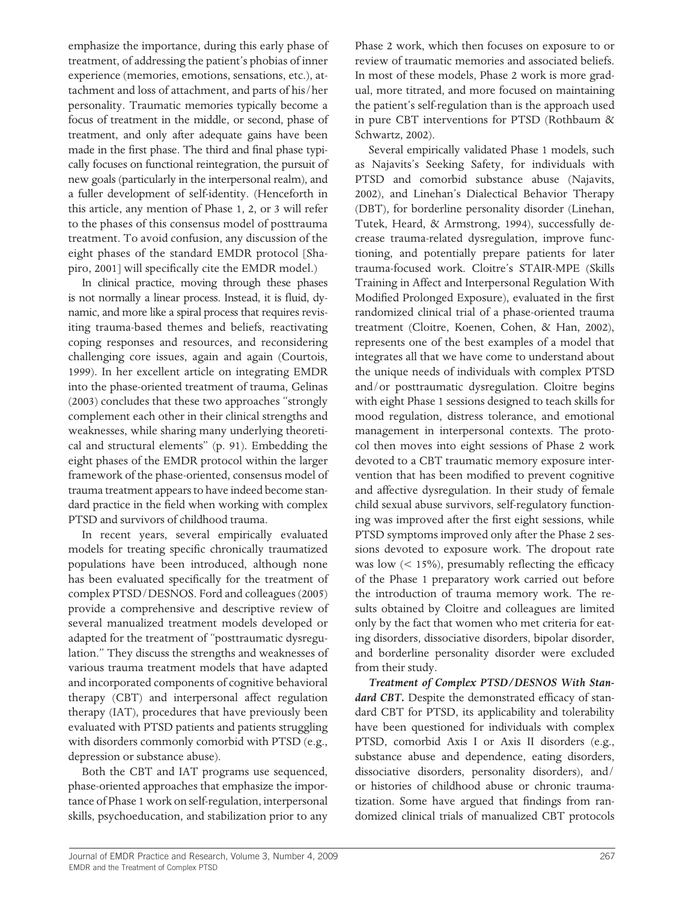emphasize the importance, during this early phase of treatment, of addressing the patient's phobias of inner experience (memories, emotions, sensations, etc.), attachment and loss of attachment, and parts of his/her personality. Traumatic memories typically become a focus of treatment in the middle, or second, phase of treatment, and only after adequate gains have been made in the first phase. The third and final phase typically focuses on functional reintegration, the pursuit of new goals (particularly in the interpersonal realm), and a fuller development of self-identity. (Henceforth in this article, any mention of Phase 1, 2, or 3 will refer to the phases of this consensus model of posttrauma treatment. To avoid confusion, any discussion of the eight phases of the standard EMDR protocol [Shapiro, 2001] will specifically cite the EMDR model.)

In clinical practice, moving through these phases is not normally a linear process. Instead, it is fluid, dynamic, and more like a spiral process that requires revisiting trauma-based themes and beliefs, reactivating coping responses and resources, and reconsidering challenging core issues, again and again (Courtois, 1999). In her excellent article on integrating EMDR into the phase-oriented treatment of trauma, Gelinas (2003) concludes that these two approaches "strongly complement each other in their clinical strengths and weaknesses, while sharing many underlying theoretical and structural elements" (p. 91). Embedding the eight phases of the EMDR protocol within the larger framework of the phase-oriented, consensus model of trauma treatment appears to have indeed become standard practice in the field when working with complex PTSD and survivors of childhood trauma.

In recent years, several empirically evaluated models for treating specific chronically traumatized populations have been introduced, although none has been evaluated specifically for the treatment of complex PTSD/DESNOS. Ford and colleagues (2005) provide a comprehensive and descriptive review of several manualized treatment models developed or adapted for the treatment of "posttraumatic dysregulation." They discuss the strengths and weaknesses of various trauma treatment models that have adapted and incorporated components of cognitive behavioral therapy (CBT) and interpersonal affect regulation therapy (IAT), procedures that have previously been evaluated with PTSD patients and patients struggling with disorders commonly comorbid with PTSD (e.g., depression or substance abuse).

Both the CBT and IAT programs use sequenced, phase-oriented approaches that emphasize the importance of Phase 1 work on self-regulation, interpersonal skills, psychoeducation, and stabilization prior to any Phase 2 work, which then focuses on exposure to or review of traumatic memories and associated beliefs. In most of these models, Phase 2 work is more gradual, more titrated, and more focused on maintaining the patient's self-regulation than is the approach used in pure CBT interventions for PTSD (Rothbaum & Schwartz, 2002).

Several empirically validated Phase 1 models, such as Najavits's Seeking Safety, for individuals with PTSD and comorbid substance abuse (Najavits, 2002), and Linehan's Dialectical Behavior Therapy (DBT), for borderline personality disorder (Linehan, Tutek, Heard, & Armstrong, 1994), successfully decrease trauma-related dysregulation, improve functioning, and potentially prepare patients for later trauma-focused work. Cloitre's STAIR-MPE (Skills Training in Affect and Interpersonal Regulation With Modified Prolonged Exposure), evaluated in the first randomized clinical trial of a phase-oriented trauma treatment (Cloitre, Koenen, Cohen, & Han, 2002), represents one of the best examples of a model that integrates all that we have come to understand about the unique needs of individuals with complex PTSD and/or posttraumatic dysregulation. Cloitre begins with eight Phase 1 sessions designed to teach skills for mood regulation, distress tolerance, and emotional management in interpersonal contexts. The protocol then moves into eight sessions of Phase 2 work devoted to a CBT traumatic memory exposure intervention that has been modified to prevent cognitive and affective dysregulation. In their study of female child sexual abuse survivors, self-regulatory functioning was improved after the first eight sessions, while PTSD symptoms improved only after the Phase 2 sessions devoted to exposure work. The dropout rate was low (< 15%), presumably reflecting the efficacy of the Phase 1 preparatory work carried out before the introduction of trauma memory work. The results obtained by Cloitre and colleagues are limited only by the fact that women who met criteria for eating disorders, dissociative disorders, bipolar disorder, and borderline personality disorder were excluded from their study.

***Treatment of Complex PTSD/DESNOS With Standard CBT.*** Despite the demonstrated efficacy of standard CBT for PTSD, its applicability and tolerability have been questioned for individuals with complex PTSD, comorbid Axis I or Axis II disorders (e.g., substance abuse and dependence, eating disorders, dissociative disorders, personality disorders), and/or histories of childhood abuse or chronic traumatization. Some have argued that findings from randomized clinical trials of manualized CBT protocols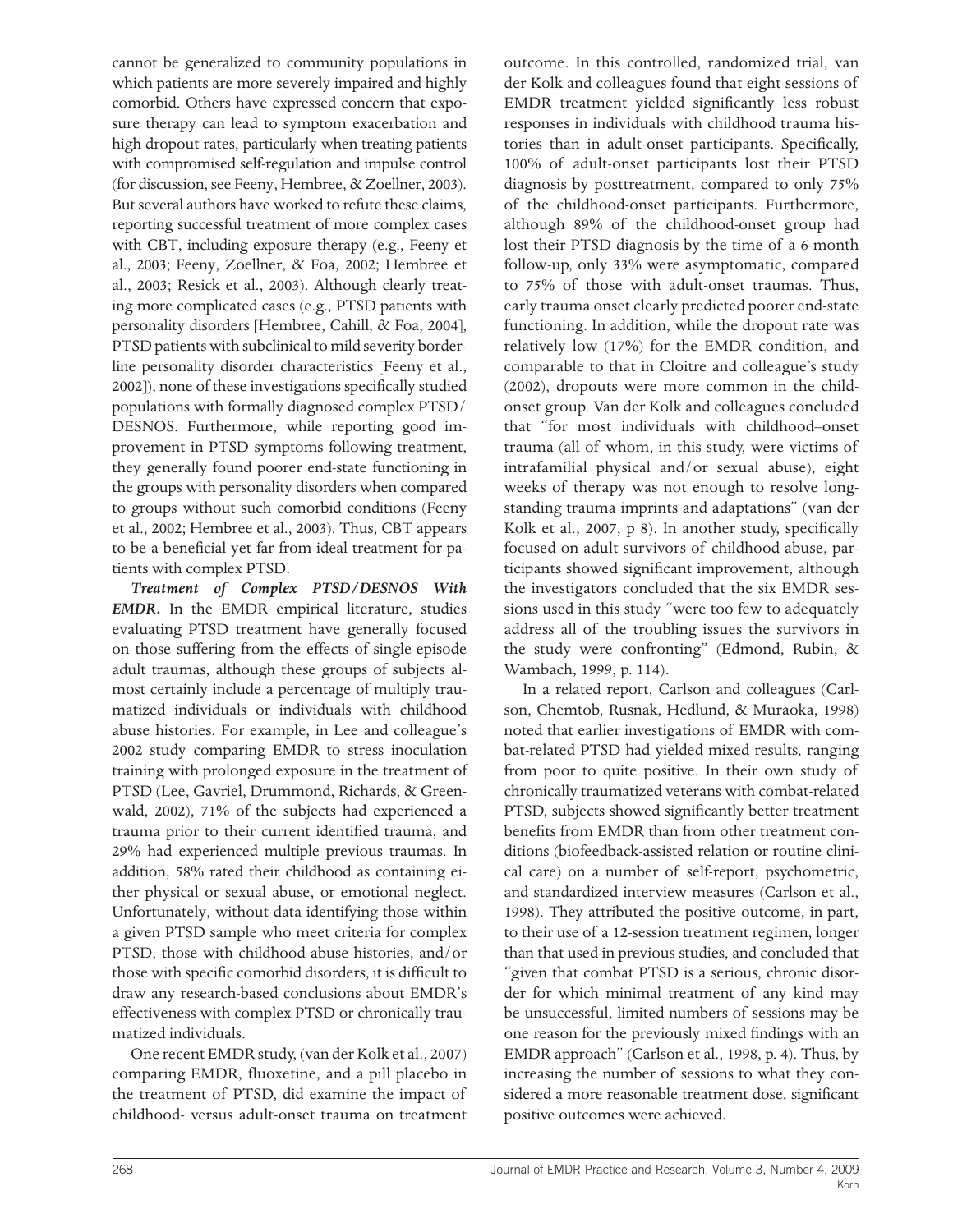cannot be generalized to community populations in which patients are more severely impaired and highly comorbid. Others have expressed concern that exposure therapy can lead to symptom exacerbation and high dropout rates, particularly when treating patients with compromised self-regulation and impulse control (for discussion, see Feeny, Hembree, & Zoellner, 2003). But several authors have worked to refute these claims, reporting successful treatment of more complex cases with CBT, including exposure therapy (e.g., Feeny et al., 2003; Feeny, Zoellner, & Foa, 2002; Hembree et al., 2003; Resick et al., 2003). Although clearly treating more complicated cases (e.g., PTSD patients with personality disorders [Hembree, Cahill, & Foa, 2004], PTSD patients with subclinical to mild severity borderline personality disorder characteristics [Feeny et al., 2002]), none of these investigations specifically studied populations with formally diagnosed complex PTSD/DESNOS. Furthermore, while reporting good improvement in PTSD symptoms following treatment, they generally found poorer end-state functioning in the groups with personality disorders when compared to groups without such comorbid conditions (Feeny et al., 2002; Hembree et al., 2003). Thus, CBT appears to be a beneficial yet far from ideal treatment for patients with complex PTSD.

***Treatment of Complex PTSD/DESNOS With EMDR.*** In the EMDR empirical literature, studies evaluating PTSD treatment have generally focused on those suffering from the effects of single-episode adult traumas, although these groups of subjects almost certainly include a percentage of multiply traumatized individuals or individuals with childhood abuse histories. For example, in Lee and colleague's 2002 study comparing EMDR to stress inoculation training with prolonged exposure in the treatment of PTSD (Lee, Gavriel, Drummond, Richards, & Greenwald, 2002), 71% of the subjects had experienced a trauma prior to their current identified trauma, and 29% had experienced multiple previous traumas. In addition, 58% rated their childhood as containing either physical or sexual abuse, or emotional neglect. Unfortunately, without data identifying those within a given PTSD sample who meet criteria for complex PTSD, those with childhood abuse histories, and/or those with specific comorbid disorders, it is difficult to draw any research-based conclusions about EMDR's effectiveness with complex PTSD or chronically traumatized individuals.

One recent EMDR study, (van der Kolk et al., 2007) comparing EMDR, fluoxetine, and a pill placebo in the treatment of PTSD, did examine the impact of childhood- versus adult-onset trauma on treatment outcome. In this controlled, randomized trial, van der Kolk and colleagues found that eight sessions of EMDR treatment yielded significantly less robust responses in individuals with childhood trauma histories than in adult-onset participants. Specifically, 100% of adult-onset participants lost their PTSD diagnosis by posttreatment, compared to only 75% of the childhood-onset participants. Furthermore, although 89% of the childhood-onset group had lost their PTSD diagnosis by the time of a 6-month follow-up, only 33% were asymptomatic, compared to 75% of those with adult-onset traumas. Thus, early trauma onset clearly predicted poorer end-state functioning. In addition, while the dropout rate was relatively low (17%) for the EMDR condition, and comparable to that in Cloitre and colleague's study (2002), dropouts were more common in the child-onset group. Van der Kolk and colleagues concluded that "for most individuals with childhood–onset trauma (all of whom, in this study, were victims of intrafamilial physical and/or sexual abuse), eight weeks of therapy was not enough to resolve long-standing trauma imprints and adaptations" (van der Kolk et al., 2007, p 8). In another study, specifically focused on adult survivors of childhood abuse, participants showed significant improvement, although the investigators concluded that the six EMDR sessions used in this study "were too few to adequately address all of the troubling issues the survivors in the study were confronting" (Edmond, Rubin, & Wambach, 1999, p. 114).

In a related report, Carlson and colleagues (Carlson, Chemtob, Rusnak, Hedlund, & Muraoka, 1998) noted that earlier investigations of EMDR with combat-related PTSD had yielded mixed results, ranging from poor to quite positive. In their own study of chronically traumatized veterans with combat-related PTSD, subjects showed significantly better treatment benefits from EMDR than from other treatment conditions (biofeedback-assisted relation or routine clinical care) on a number of self-report, psychometric, and standardized interview measures (Carlson et al., 1998). They attributed the positive outcome, in part, to their use of a 12-session treatment regimen, longer than that used in previous studies, and concluded that "given that combat PTSD is a serious, chronic disorder for which minimal treatment of any kind may be unsuccessful, limited numbers of sessions may be one reason for the previously mixed findings with an EMDR approach" (Carlson et al., 1998, p. 4). Thus, by increasing the number of sessions to what they considered a more reasonable treatment dose, significant positive outcomes were achieved.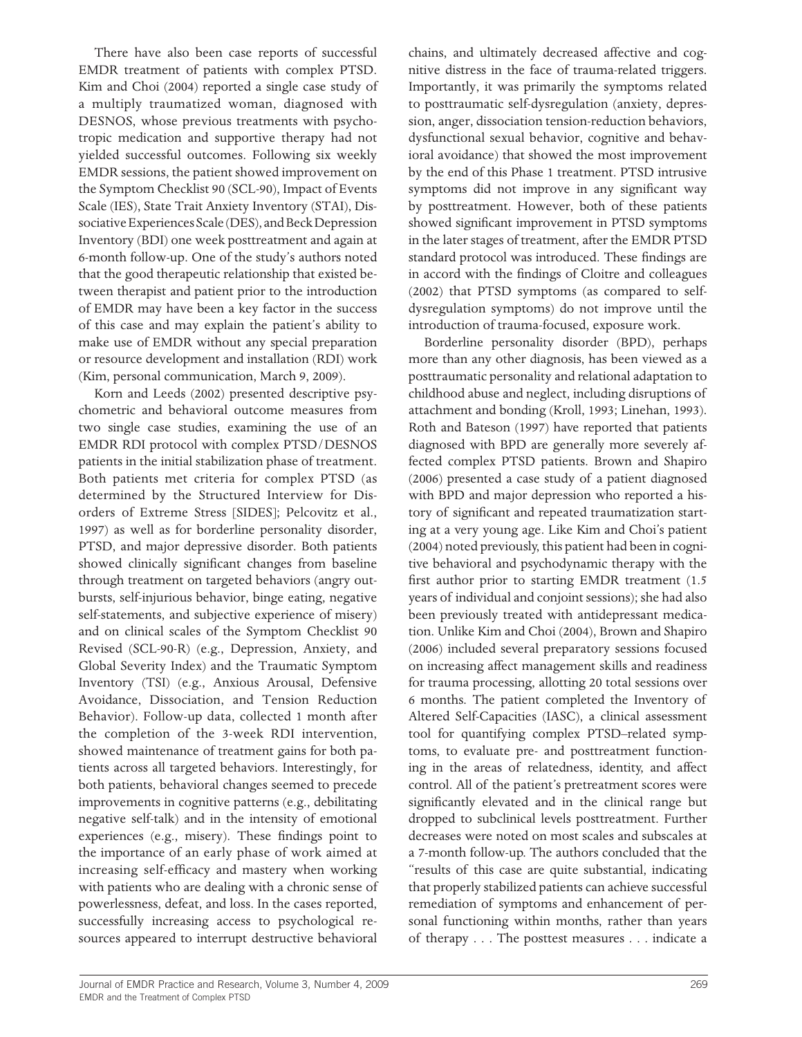There have also been case reports of successful EMDR treatment of patients with complex PTSD. Kim and Choi (2004) reported a single case study of a multiply traumatized woman, diagnosed with DESNOS, whose previous treatments with psychotropic medication and supportive therapy had not yielded successful outcomes. Following six weekly EMDR sessions, the patient showed improvement on the Symptom Checklist 90 (SCL-90), Impact of Events Scale (IES), State Trait Anxiety Inventory (STAI), Dissociative Experiences Scale (DES), and Beck Depression Inventory (BDI) one week posttreatment and again at 6-month follow-up. One of the study's authors noted that the good therapeutic relationship that existed between therapist and patient prior to the introduction of EMDR may have been a key factor in the success of this case and may explain the patient's ability to make use of EMDR without any special preparation or resource development and installation (RDI) work (Kim, personal communication, March 9, 2009).

Korn and Leeds (2002) presented descriptive psychometric and behavioral outcome measures from two single case studies, examining the use of an EMDR RDI protocol with complex PTSD/DESNOS patients in the initial stabilization phase of treatment. Both patients met criteria for complex PTSD (as determined by the Structured Interview for Disorders of Extreme Stress [SIDES]; Pelcovitz et al., 1997) as well as for borderline personality disorder, PTSD, and major depressive disorder. Both patients showed clinically significant changes from baseline through treatment on targeted behaviors (angry outbursts, self-injurious behavior, binge eating, negative self-statements, and subjective experience of misery) and on clinical scales of the Symptom Checklist 90 Revised (SCL-90-R) (e.g., Depression, Anxiety, and Global Severity Index) and the Traumatic Symptom Inventory (TSI) (e.g., Anxious Arousal, Defensive Avoidance, Dissociation, and Tension Reduction Behavior). Follow-up data, collected 1 month after the completion of the 3-week RDI intervention, showed maintenance of treatment gains for both patients across all targeted behaviors. Interestingly, for both patients, behavioral changes seemed to precede improvements in cognitive patterns (e.g., debilitating negative self-talk) and in the intensity of emotional experiences (e.g., misery). These findings point to the importance of an early phase of work aimed at increasing self-efficacy and mastery when working with patients who are dealing with a chronic sense of powerlessness, defeat, and loss. In the cases reported, successfully increasing access to psychological resources appeared to interrupt destructive behavioral chains, and ultimately decreased affective and cognitive distress in the face of trauma-related triggers. Importantly, it was primarily the symptoms related to posttraumatic self-dysregulation (anxiety, depression, anger, dissociation tension-reduction behaviors, dysfunctional sexual behavior, cognitive and behavioral avoidance) that showed the most improvement by the end of this Phase 1 treatment. PTSD intrusive symptoms did not improve in any significant way by posttreatment. However, both of these patients showed significant improvement in PTSD symptoms in the later stages of treatment, after the EMDR PTSD standard protocol was introduced. These findings are in accord with the findings of Cloitre and colleagues (2002) that PTSD symptoms (as compared to self-dysregulation symptoms) do not improve until the introduction of trauma-focused, exposure work.

Borderline personality disorder (BPD), perhaps more than any other diagnosis, has been viewed as a posttraumatic personality and relational adaptation to childhood abuse and neglect, including disruptions of attachment and bonding (Kroll, 1993; Linehan, 1993). Roth and Bateson (1997) have reported that patients diagnosed with BPD are generally more severely affected complex PTSD patients. Brown and Shapiro (2006) presented a case study of a patient diagnosed with BPD and major depression who reported a history of significant and repeated traumatization starting at a very young age. Like Kim and Choi's patient (2004) noted previously, this patient had been in cognitive behavioral and psychodynamic therapy with the first author prior to starting EMDR treatment (1.5 years of individual and conjoint sessions); she had also been previously treated with antidepressant medication. Unlike Kim and Choi (2004), Brown and Shapiro (2006) included several preparatory sessions focused on increasing affect management skills and readiness for trauma processing, allotting 20 total sessions over 6 months. The patient completed the Inventory of Altered Self-Capacities (IASC), a clinical assessment tool for quantifying complex PTSD–related symptoms, to evaluate pre- and posttreatment functioning in the areas of relatedness, identity, and affect control. All of the patient's pretreatment scores were significantly elevated and in the clinical range but dropped to subclinical levels posttreatment. Further decreases were noted on most scales and subscales at a 7-month follow-up. The authors concluded that the "results of this case are quite substantial, indicating that properly stabilized patients can achieve successful remediation of symptoms and enhancement of personal functioning within months, rather than years of therapy . . . The posttest measures . . . indicate a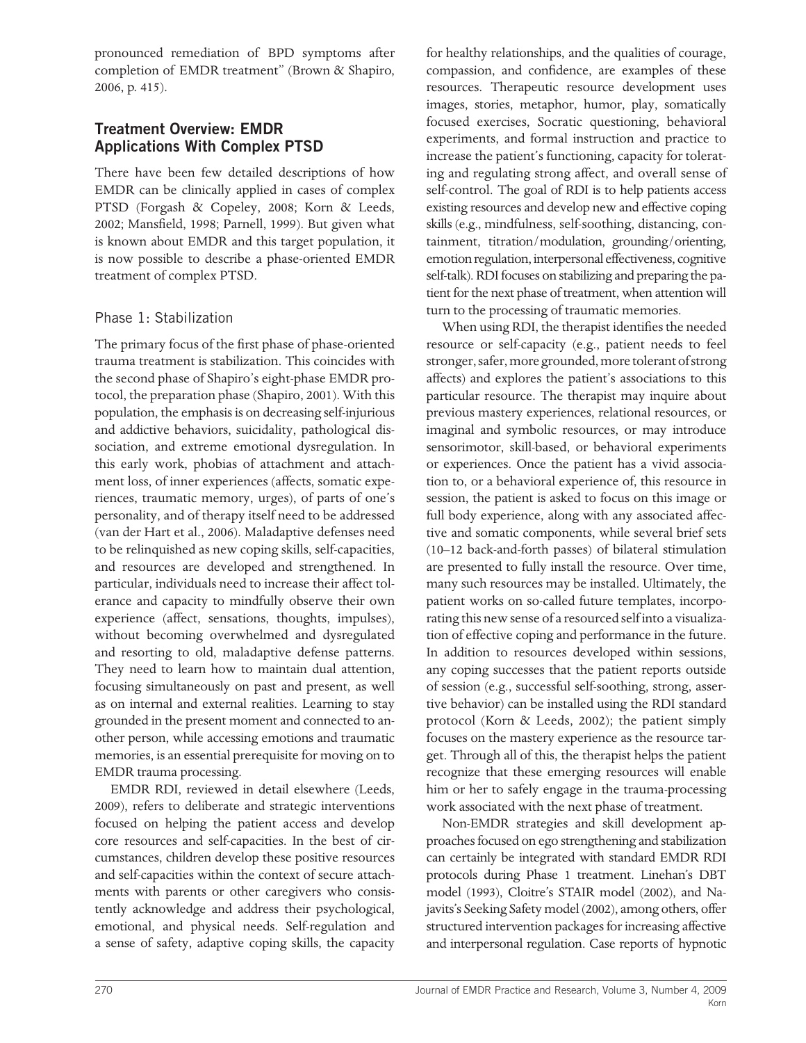pronounced remediation of BPD symptoms after completion of EMDR treatment" (Brown & Shapiro, 2006, p. 415).

## Treatment Overview: EMDR Applications With Complex PTSD

There have been few detailed descriptions of how EMDR can be clinically applied in cases of complex PTSD (Forgash & Copeley, 2008; Korn & Leeds, 2002; Mansfield, 1998; Parnell, 1999). But given what is known about EMDR and this target population, it is now possible to describe a phase-oriented EMDR treatment of complex PTSD.

### Phase 1: Stabilization

The primary focus of the first phase of phase-oriented trauma treatment is stabilization. This coincides with the second phase of Shapiro's eight-phase EMDR protocol, the preparation phase (Shapiro, 2001). With this population, the emphasis is on decreasing self-injurious and addictive behaviors, suicidality, pathological dissociation, and extreme emotional dysregulation. In this early work, phobias of attachment and attachment loss, of inner experiences (affects, somatic experiences, traumatic memory, urges), of parts of one's personality, and of therapy itself need to be addressed (van der Hart et al., 2006). Maladaptive defenses need to be relinquished as new coping skills, self-capacities, and resources are developed and strengthened. In particular, individuals need to increase their affect tolerance and capacity to mindfully observe their own experience (affect, sensations, thoughts, impulses), without becoming overwhelmed and dysregulated and resorting to old, maladaptive defense patterns. They need to learn how to maintain dual attention, focusing simultaneously on past and present, as well as on internal and external realities. Learning to stay grounded in the present moment and connected to another person, while accessing emotions and traumatic memories, is an essential prerequisite for moving on to EMDR trauma processing.

EMDR RDI, reviewed in detail elsewhere (Leeds, 2009), refers to deliberate and strategic interventions focused on helping the patient access and develop core resources and self-capacities. In the best of circumstances, children develop these positive resources and self-capacities within the context of secure attachments with parents or other caregivers who consistently acknowledge and address their psychological, emotional, and physical needs. Self-regulation and a sense of safety, adaptive coping skills, the capacity for healthy relationships, and the qualities of courage, compassion, and confidence, are examples of these resources. Therapeutic resource development uses images, stories, metaphor, humor, play, somatically focused exercises, Socratic questioning, behavioral experiments, and formal instruction and practice to increase the patient's functioning, capacity for tolerating and regulating strong affect, and overall sense of self-control. The goal of RDI is to help patients access existing resources and develop new and effective coping skills (e.g., mindfulness, self-soothing, distancing, containment, titration/modulation, grounding/orienting, emotion regulation, interpersonal effectiveness, cognitive self-talk). RDI focuses on stabilizing and preparing the patient for the next phase of treatment, when attention will turn to the processing of traumatic memories.

When using RDI, the therapist identifies the needed resource or self-capacity (e.g., patient needs to feel stronger, safer, more grounded, more tolerant of strong affects) and explores the patient's associations to this particular resource. The therapist may inquire about previous mastery experiences, relational resources, or imaginal and symbolic resources, or may introduce sensorimotor, skill-based, or behavioral experiments or experiences. Once the patient has a vivid association to, or a behavioral experience of, this resource in session, the patient is asked to focus on this image or full body experience, along with any associated affective and somatic components, while several brief sets (10–12 back-and-forth passes) of bilateral stimulation are presented to fully install the resource. Over time, many such resources may be installed. Ultimately, the patient works on so-called future templates, incorporating this new sense of a resourced self into a visualization of effective coping and performance in the future. In addition to resources developed within sessions, any coping successes that the patient reports outside of session (e.g., successful self-soothing, strong, assertive behavior) can be installed using the RDI standard protocol (Korn & Leeds, 2002); the patient simply focuses on the mastery experience as the resource target. Through all of this, the therapist helps the patient recognize that these emerging resources will enable him or her to safely engage in the trauma-processing work associated with the next phase of treatment.

Non-EMDR strategies and skill development approaches focused on ego strengthening and stabilization can certainly be integrated with standard EMDR RDI protocols during Phase 1 treatment. Linehan's DBT model (1993), Cloitre's STAIR model (2002), and Najavits's Seeking Safety model (2002), among others, offer structured intervention packages for increasing affective and interpersonal regulation. Case reports of hypnotic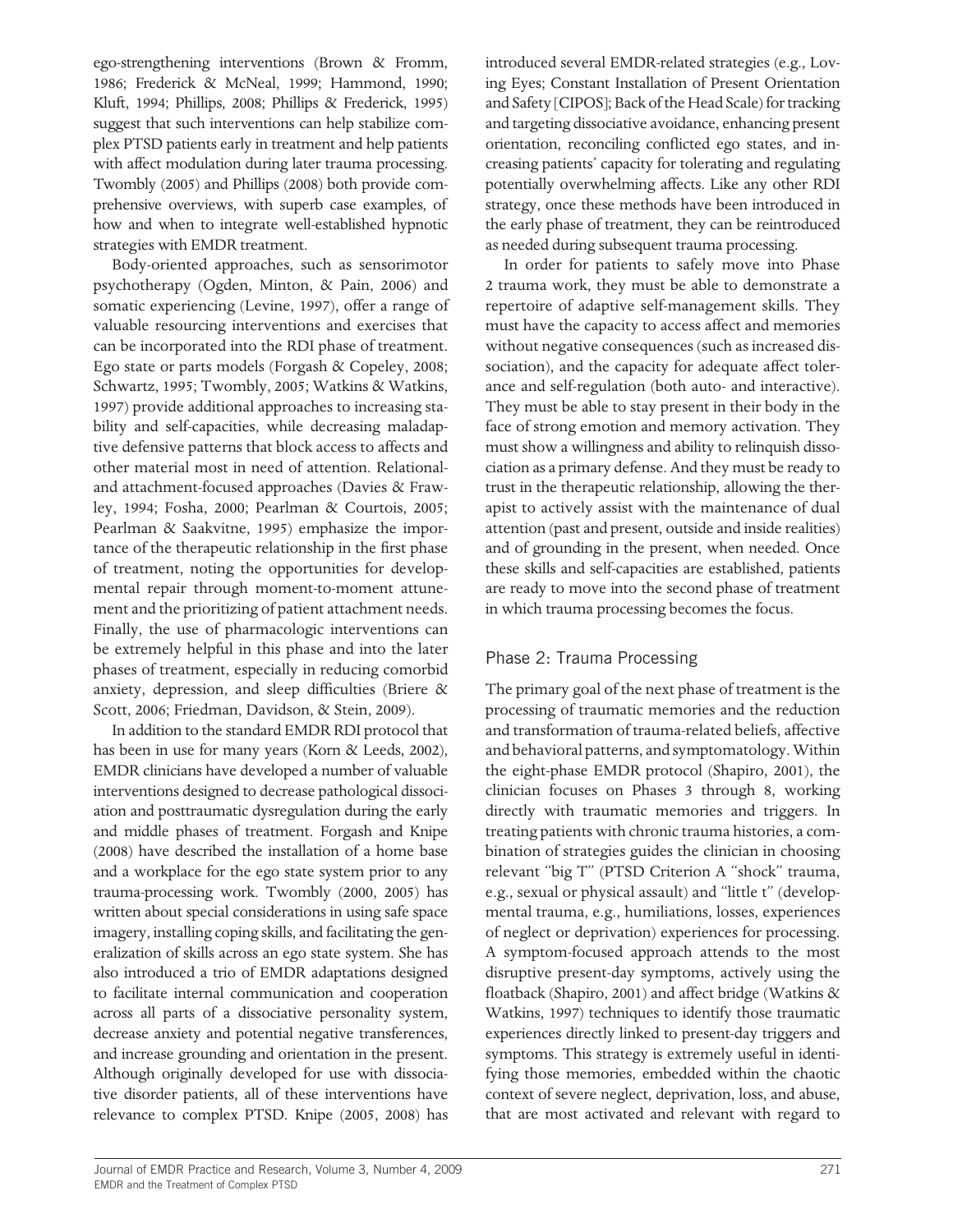ego-strengthening interventions (Brown & Fromm, 1986; Frederick & McNeal, 1999; Hammond, 1990; Kluft, 1994; Phillips, 2008; Phillips & Frederick, 1995) suggest that such interventions can help stabilize complex PTSD patients early in treatment and help patients with affect modulation during later trauma processing. Twombly (2005) and Phillips (2008) both provide comprehensive overviews, with superb case examples, of how and when to integrate well-established hypnotic strategies with EMDR treatment.

Body-oriented approaches, such as sensorimotor psychotherapy (Ogden, Minton, & Pain, 2006) and somatic experiencing (Levine, 1997), offer a range of valuable resourcing interventions and exercises that can be incorporated into the RDI phase of treatment. Ego state or parts models (Forgash & Copeley, 2008; Schwartz, 1995; Twombly, 2005; Watkins & Watkins, 1997) provide additional approaches to increasing stability and self-capacities, while decreasing maladaptive defensive patterns that block access to affects and other material most in need of attention. Relational- and attachment-focused approaches (Davies & Frawley, 1994; Fosha, 2000; Pearlman & Courtois, 2005; Pearlman & Saakvitne, 1995) emphasize the importance of the therapeutic relationship in the first phase of treatment, noting the opportunities for developmental repair through moment-to-moment attunement and the prioritizing of patient attachment needs. Finally, the use of pharmacologic interventions can be extremely helpful in this phase and into the later phases of treatment, especially in reducing comorbid anxiety, depression, and sleep difficulties (Briere & Scott, 2006; Friedman, Davidson, & Stein, 2009).

In addition to the standard EMDR RDI protocol that has been in use for many years (Korn & Leeds, 2002), EMDR clinicians have developed a number of valuable interventions designed to decrease pathological dissociation and posttraumatic dysregulation during the early and middle phases of treatment. Forgash and Knipe (2008) have described the installation of a home base and a workplace for the ego state system prior to any trauma-processing work. Twombly (2000, 2005) has written about special considerations in using safe space imagery, installing coping skills, and facilitating the generalization of skills across an ego state system. She has also introduced a trio of EMDR adaptations designed to facilitate internal communication and cooperation across all parts of a dissociative personality system, decrease anxiety and potential negative transferences, and increase grounding and orientation in the present. Although originally developed for use with dissociative disorder patients, all of these interventions have relevance to complex PTSD. Knipe (2005, 2008) has introduced several EMDR-related strategies (e.g., Loving Eyes; Constant Installation of Present Orientation and Safety [CIPOS]; Back of the Head Scale) for tracking and targeting dissociative avoidance, enhancing present orientation, reconciling conflicted ego states, and increasing patients' capacity for tolerating and regulating potentially overwhelming affects. Like any other RDI strategy, once these methods have been introduced in the early phase of treatment, they can be reintroduced as needed during subsequent trauma processing.

In order for patients to safely move into Phase 2 trauma work, they must be able to demonstrate a repertoire of adaptive self-management skills. They must have the capacity to access affect and memories without negative consequences (such as increased dissociation), and the capacity for adequate affect tolerance and self-regulation (both auto- and interactive). They must be able to stay present in their body in the face of strong emotion and memory activation. They must show a willingness and ability to relinquish dissociation as a primary defense. And they must be ready to trust in the therapeutic relationship, allowing the therapist to actively assist with the maintenance of dual attention (past and present, outside and inside realities) and of grounding in the present, when needed. Once these skills and self-capacities are established, patients are ready to move into the second phase of treatment in which trauma processing becomes the focus.

## Phase 2: Trauma Processing

The primary goal of the next phase of treatment is the processing of traumatic memories and the reduction and transformation of trauma-related beliefs, affective and behavioral patterns, and symptomatology. Within the eight-phase EMDR protocol (Shapiro, 2001), the clinician focuses on Phases 3 through 8, working directly with traumatic memories and triggers. In treating patients with chronic trauma histories, a combination of strategies guides the clinician in choosing relevant "big T" (PTSD Criterion A "shock" trauma, e.g., sexual or physical assault) and "little t" (developmental trauma, e.g., humiliations, losses, experiences of neglect or deprivation) experiences for processing. A symptom-focused approach attends to the most disruptive present-day symptoms, actively using the floatback (Shapiro, 2001) and affect bridge (Watkins & Watkins, 1997) techniques to identify those traumatic experiences directly linked to present-day triggers and symptoms. This strategy is extremely useful in identifying those memories, embedded within the chaotic context of severe neglect, deprivation, loss, and abuse, that are most activated and relevant with regard to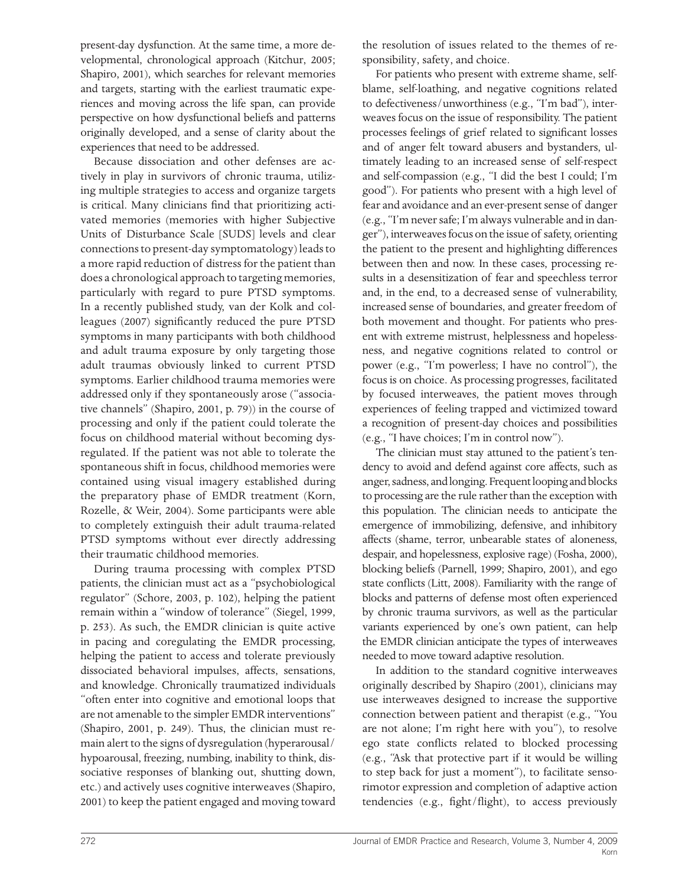present-day dysfunction. At the same time, a more developmental, chronological approach (Kitchur, 2005; Shapiro, 2001), which searches for relevant memories and targets, starting with the earliest traumatic experiences and moving across the life span, can provide perspective on how dysfunctional beliefs and patterns originally developed, and a sense of clarity about the experiences that need to be addressed.

Because dissociation and other defenses are actively in play in survivors of chronic trauma, utilizing multiple strategies to access and organize targets is critical. Many clinicians find that prioritizing activated memories (memories with higher Subjective Units of Disturbance Scale [SUDS] levels and clear connections to present-day symptomatology) leads to a more rapid reduction of distress for the patient than does a chronological approach to targeting memories, particularly with regard to pure PTSD symptoms. In a recently published study, van der Kolk and colleagues (2007) significantly reduced the pure PTSD symptoms in many participants with both childhood and adult trauma exposure by only targeting those adult traumas obviously linked to current PTSD symptoms. Earlier childhood trauma memories were addressed only if they spontaneously arose ("associative channels" (Shapiro, 2001, p. 79)) in the course of processing and only if the patient could tolerate the focus on childhood material without becoming dysregulated. If the patient was not able to tolerate the spontaneous shift in focus, childhood memories were contained using visual imagery established during the preparatory phase of EMDR treatment (Korn, Rozelle, & Weir, 2004). Some participants were able to completely extinguish their adult trauma-related PTSD symptoms without ever directly addressing their traumatic childhood memories.

During trauma processing with complex PTSD patients, the clinician must act as a "psychobiological regulator" (Schore, 2003, p. 102), helping the patient remain within a "window of tolerance" (Siegel, 1999, p. 253). As such, the EMDR clinician is quite active in pacing and coregulating the EMDR processing, helping the patient to access and tolerate previously dissociated behavioral impulses, affects, sensations, and knowledge. Chronically traumatized individuals "often enter into cognitive and emotional loops that are not amenable to the simpler EMDR interventions" (Shapiro, 2001, p. 249). Thus, the clinician must remain alert to the signs of dysregulation (hyperarousal/hypoarousal, freezing, numbing, inability to think, dissociative responses of blanking out, shutting down, etc.) and actively uses cognitive interweaves (Shapiro, 2001) to keep the patient engaged and moving toward the resolution of issues related to the themes of responsibility, safety, and choice.

For patients who present with extreme shame, self-blame, self-loathing, and negative cognitions related to defectiveness/unworthiness (e.g., "I'm bad"), interweaves focus on the issue of responsibility. The patient processes feelings of grief related to significant losses and of anger felt toward abusers and bystanders, ultimately leading to an increased sense of self-respect and self-compassion (e.g., "I did the best I could; I'm good"). For patients who present with a high level of fear and avoidance and an ever-present sense of danger (e.g., "I'm never safe; I'm always vulnerable and in danger"), interweaves focus on the issue of safety, orienting the patient to the present and highlighting differences between then and now. In these cases, processing results in a desensitization of fear and speechless terror and, in the end, to a decreased sense of vulnerability, increased sense of boundaries, and greater freedom of both movement and thought. For patients who present with extreme mistrust, helplessness and hopelessness, and negative cognitions related to control or power (e.g., "I'm powerless; I have no control"), the focus is on choice. As processing progresses, facilitated by focused interweaves, the patient moves through experiences of feeling trapped and victimized toward a recognition of present-day choices and possibilities (e.g., "I have choices; I'm in control now").

The clinician must stay attuned to the patient's tendency to avoid and defend against core affects, such as anger, sadness, and longing. Frequent looping and blocks to processing are the rule rather than the exception with this population. The clinician needs to anticipate the emergence of immobilizing, defensive, and inhibitory affects (shame, terror, unbearable states of aloneness, despair, and hopelessness, explosive rage) (Fosha, 2000), blocking beliefs (Parnell, 1999; Shapiro, 2001), and ego state conflicts (Litt, 2008). Familiarity with the range of blocks and patterns of defense most often experienced by chronic trauma survivors, as well as the particular variants experienced by one's own patient, can help the EMDR clinician anticipate the types of interweaves needed to move toward adaptive resolution.

In addition to the standard cognitive interweaves originally described by Shapiro (2001), clinicians may use interweaves designed to increase the supportive connection between patient and therapist (e.g., "You are not alone; I'm right here with you"), to resolve ego state conflicts related to blocked processing (e.g., "Ask that protective part if it would be willing to step back for just a moment"), to facilitate sensorimotor expression and completion of adaptive action tendencies (e.g., fight/flight), to access previously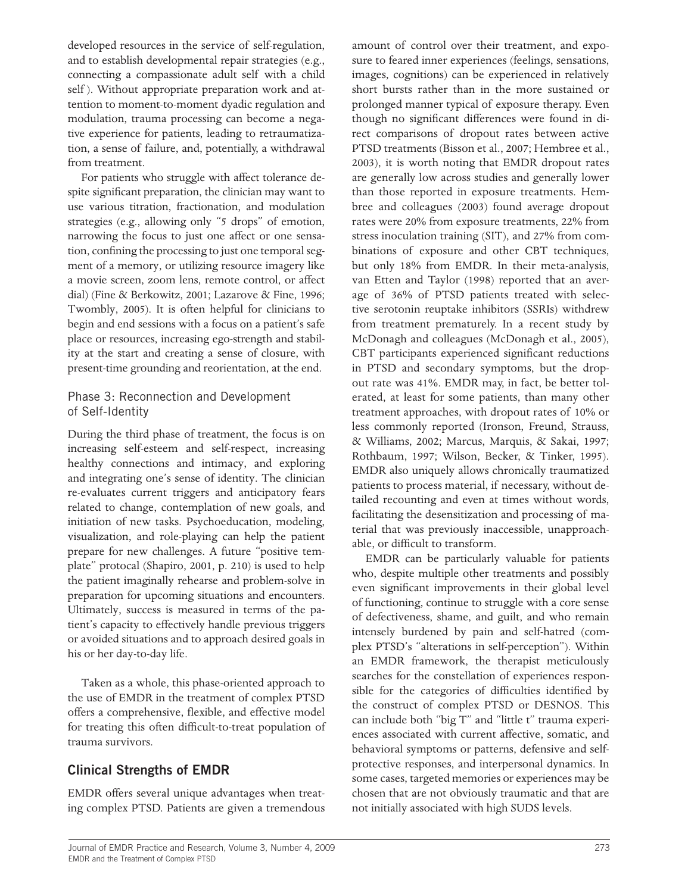developed resources in the service of self-regulation, and to establish developmental repair strategies (e.g., connecting a compassionate adult self with a child self). Without appropriate preparation work and attention to moment-to-moment dyadic regulation and modulation, trauma processing can become a negative experience for patients, leading to retraumatization, a sense of failure, and, potentially, a withdrawal from treatment.

For patients who struggle with affect tolerance despite significant preparation, the clinician may want to use various titration, fractionation, and modulation strategies (e.g., allowing only "5 drops" of emotion, narrowing the focus to just one affect or one sensation, confining the processing to just one temporal segment of a memory, or utilizing resource imagery like a movie screen, zoom lens, remote control, or affect dial) (Fine & Berkowitz, 2001; Lazarove & Fine, 1996; Twombly, 2005). It is often helpful for clinicians to begin and end sessions with a focus on a patient's safe place or resources, increasing ego-strength and stability at the start and creating a sense of closure, with present-time grounding and reorientation, at the end.

### Phase 3: Reconnection and Development of Self-Identity

During the third phase of treatment, the focus is on increasing self-esteem and self-respect, increasing healthy connections and intimacy, and exploring and integrating one's sense of identity. The clinician re-evaluates current triggers and anticipatory fears related to change, contemplation of new goals, and initiation of new tasks. Psychoeducation, modeling, visualization, and role-playing can help the patient prepare for new challenges. A future "positive template" protocol (Shapiro, 2001, p. 210) is used to help the patient imaginally rehearse and problem-solve in preparation for upcoming situations and encounters. Ultimately, success is measured in terms of the patient's capacity to effectively handle previous triggers or avoided situations and to approach desired goals in his or her day-to-day life.

Taken as a whole, this phase-oriented approach to the use of EMDR in the treatment of complex PTSD offers a comprehensive, flexible, and effective model for treating this often difficult-to-treat population of trauma survivors.

## Clinical Strengths of EMDR

EMDR offers several unique advantages when treating complex PTSD. Patients are given a tremendous amount of control over their treatment, and exposure to feared inner experiences (feelings, sensations, images, cognitions) can be experienced in relatively short bursts rather than in the more sustained or prolonged manner typical of exposure therapy. Even though no significant differences were found in direct comparisons of dropout rates between active PTSD treatments (Bisson et al., 2007; Hembree et al., 2003), it is worth noting that EMDR dropout rates are generally low across studies and generally lower than those reported in exposure treatments. Hembree and colleagues (2003) found average dropout rates were 20% from exposure treatments, 22% from stress inoculation training (SIT), and 27% from combinations of exposure and other CBT techniques, but only 18% from EMDR. In their meta-analysis, van Etten and Taylor (1998) reported that an average of 36% of PTSD patients treated with selective serotonin reuptake inhibitors (SSRIs) withdrew from treatment prematurely. In a recent study by McDonagh and colleagues (McDonagh et al., 2005), CBT participants experienced significant reductions in PTSD and secondary symptoms, but the dropout rate was 41%. EMDR may, in fact, be better tolerated, at least for some patients, than many other treatment approaches, with dropout rates of 10% or less commonly reported (Ironson, Freund, Strauss, & Williams, 2002; Marcus, Marquis, & Sakai, 1997; Rothbaum, 1997; Wilson, Becker, & Tinker, 1995). EMDR also uniquely allows chronically traumatized patients to process material, if necessary, without detailed recounting and even at times without words, facilitating the desensitization and processing of material that was previously inaccessible, unapproachable, or difficult to transform.

EMDR can be particularly valuable for patients who, despite multiple other treatments and possibly even significant improvements in their global level of functioning, continue to struggle with a core sense of defectiveness, shame, and guilt, and who remain intensely burdened by pain and self-hatred (complex PTSD's "alterations in self-perception"). Within an EMDR framework, the therapist meticulously searches for the constellation of experiences responsible for the categories of difficulties identified by the construct of complex PTSD or DESNOS. This can include both "big T" and "little t" trauma experiences associated with current affective, somatic, and behavioral symptoms or patterns, defensive and self-protective responses, and interpersonal dynamics. In some cases, targeted memories or experiences may be chosen that are not obviously traumatic and that are not initially associated with high SUDS levels.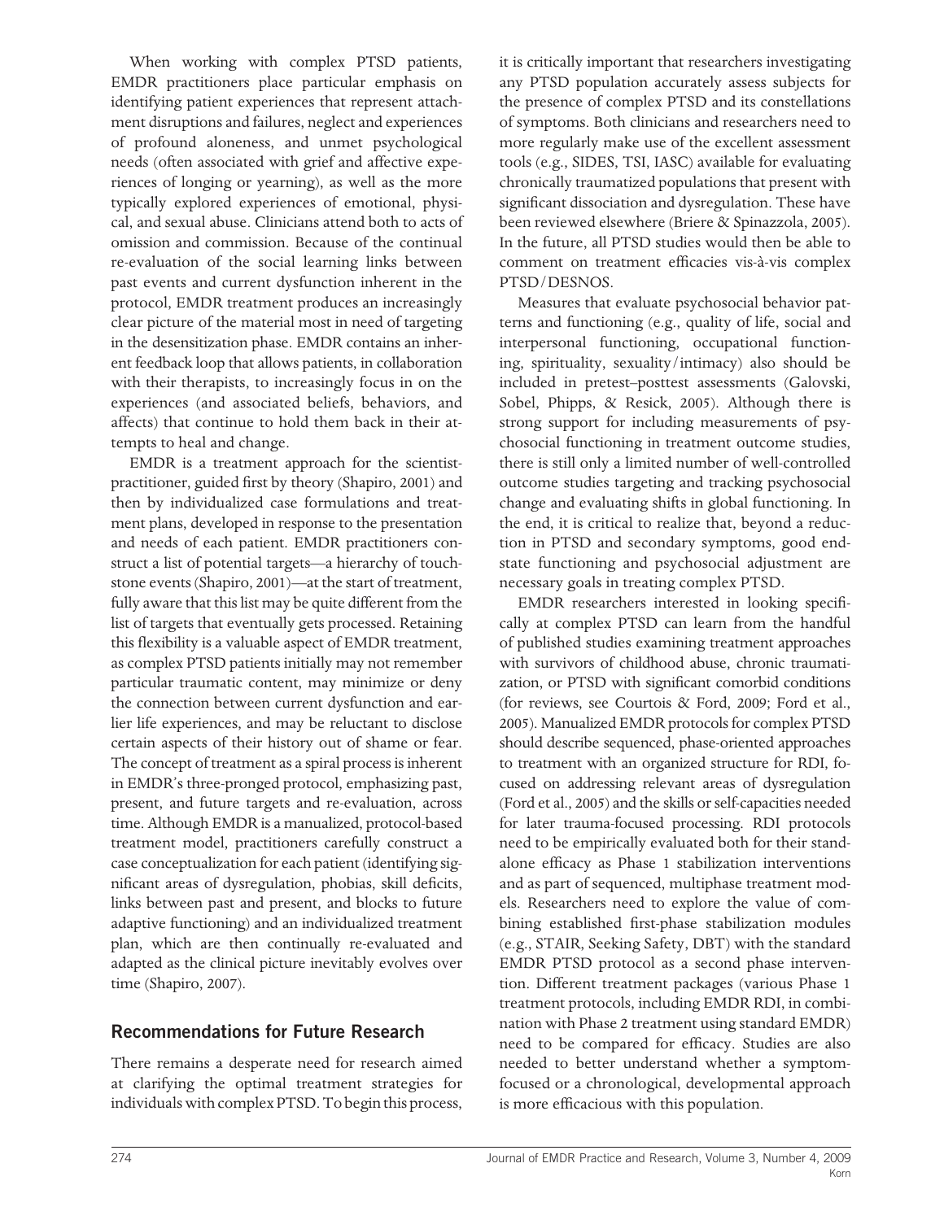When working with complex PTSD patients, EMDR practitioners place particular emphasis on identifying patient experiences that represent attachment disruptions and failures, neglect and experiences of profound aloneness, and unmet psychological needs (often associated with grief and affective experiences of longing or yearning), as well as the more typically explored experiences of emotional, physical, and sexual abuse. Clinicians attend both to acts of omission and commission. Because of the continual re-evaluation of the social learning links between past events and current dysfunction inherent in the protocol, EMDR treatment produces an increasingly clear picture of the material most in need of targeting in the desensitization phase. EMDR contains an inherent feedback loop that allows patients, in collaboration with their therapists, to increasingly focus in on the experiences (and associated beliefs, behaviors, and affects) that continue to hold them back in their attempts to heal and change.

EMDR is a treatment approach for the scientist-practitioner, guided first by theory (Shapiro, 2001) and then by individualized case formulations and treatment plans, developed in response to the presentation and needs of each patient. EMDR practitioners construct a list of potential targets—a hierarchy of touchstone events (Shapiro, 2001)—at the start of treatment, fully aware that this list may be quite different from the list of targets that eventually gets processed. Retaining this flexibility is a valuable aspect of EMDR treatment, as complex PTSD patients initially may not remember particular traumatic content, may minimize or deny the connection between current dysfunction and earlier life experiences, and may be reluctant to disclose certain aspects of their history out of shame or fear. The concept of treatment as a spiral process is inherent in EMDR's three-pronged protocol, emphasizing past, present, and future targets and re-evaluation, across time. Although EMDR is a manualized, protocol-based treatment model, practitioners carefully construct a case conceptualization for each patient (identifying significant areas of dysregulation, phobias, skill deficits, links between past and present, and blocks to future adaptive functioning) and an individualized treatment plan, which are then continually re-evaluated and adapted as the clinical picture inevitably evolves over time (Shapiro, 2007).

## Recommendations for Future Research

There remains a desperate need for research aimed at clarifying the optimal treatment strategies for individuals with complex PTSD. To begin this process, it is critically important that researchers investigating any PTSD population accurately assess subjects for the presence of complex PTSD and its constellations of symptoms. Both clinicians and researchers need to more regularly make use of the excellent assessment tools (e.g., SIDES, TSI, IASC) available for evaluating chronically traumatized populations that present with significant dissociation and dysregulation. These have been reviewed elsewhere (Briere & Spinazzola, 2005). In the future, all PTSD studies would then be able to comment on treatment efficacies vis-à-vis complex PTSD/DESNOS.

Measures that evaluate psychosocial behavior patterns and functioning (e.g., quality of life, social and interpersonal functioning, occupational functioning, spirituality, sexuality/intimacy) also should be included in pretest–posttest assessments (Galovski, Sobel, Phipps, & Resick, 2005). Although there is strong support for including measurements of psychosocial functioning in treatment outcome studies, there is still only a limited number of well-controlled outcome studies targeting and tracking psychosocial change and evaluating shifts in global functioning. In the end, it is critical to realize that, beyond a reduction in PTSD and secondary symptoms, good end-state functioning and psychosocial adjustment are necessary goals in treating complex PTSD.

EMDR researchers interested in looking specifically at complex PTSD can learn from the handful of published studies examining treatment approaches with survivors of childhood abuse, chronic traumatization, or PTSD with significant comorbid conditions (for reviews, see Courtois & Ford, 2009; Ford et al., 2005). Manualized EMDR protocols for complex PTSD should describe sequenced, phase-oriented approaches to treatment with an organized structure for RDI, focused on addressing relevant areas of dysregulation (Ford et al., 2005) and the skills or self-capacities needed for later trauma-focused processing. RDI protocols need to be empirically evaluated both for their stand-alone efficacy as Phase 1 stabilization interventions and as part of sequenced, multiphase treatment models. Researchers need to explore the value of combining established first-phase stabilization modules (e.g., STAIR, Seeking Safety, DBT) with the standard EMDR PTSD protocol as a second phase intervention. Different treatment packages (various Phase 1 treatment protocols, including EMDR RDI, in combination with Phase 2 treatment using standard EMDR) need to be compared for efficacy. Studies are also needed to better understand whether a symptom-focused or a chronological, developmental approach is more efficacious with this population.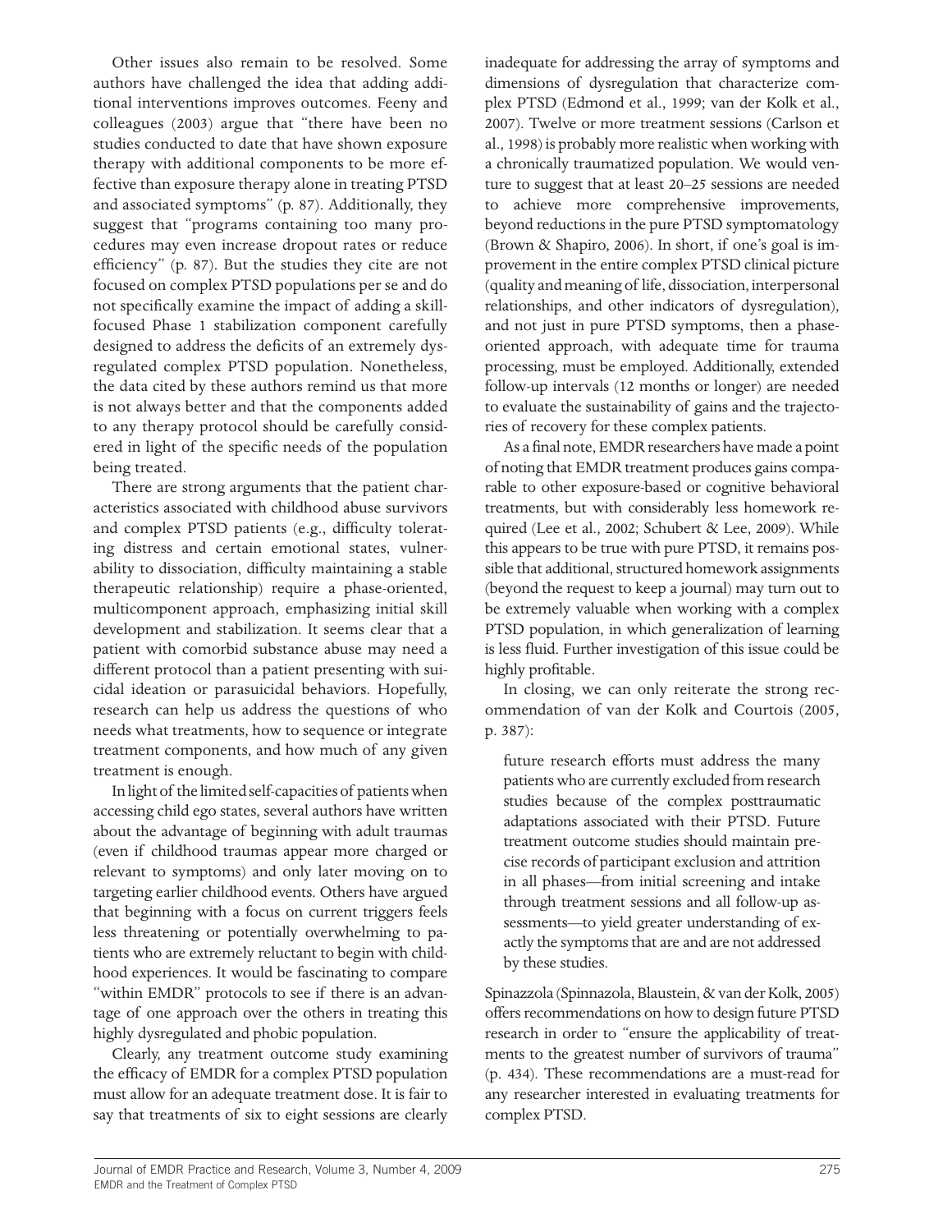Other issues also remain to be resolved. Some authors have challenged the idea that adding additional interventions improves outcomes. Feeny and colleagues (2003) argue that "there have been no studies conducted to date that have shown exposure therapy with additional components to be more effective than exposure therapy alone in treating PTSD and associated symptoms" (p. 87). Additionally, they suggest that "programs containing too many procedures may even increase dropout rates or reduce efficiency" (p. 87). But the studies they cite are not focused on complex PTSD populations per se and do not specifically examine the impact of adding a skill-focused Phase 1 stabilization component carefully designed to address the deficits of an extremely dysregulated complex PTSD population. Nonetheless, the data cited by these authors remind us that more is not always better and that the components added to any therapy protocol should be carefully considered in light of the specific needs of the population being treated.

There are strong arguments that the patient characteristics associated with childhood abuse survivors and complex PTSD patients (e.g., difficulty tolerating distress and certain emotional states, vulnerability to dissociation, difficulty maintaining a stable therapeutic relationship) require a phase-oriented, multicomponent approach, emphasizing initial skill development and stabilization. It seems clear that a patient with comorbid substance abuse may need a different protocol than a patient presenting with suicidal ideation or parasuicidal behaviors. Hopefully, research can help us address the questions of who needs what treatments, how to sequence or integrate treatment components, and how much of any given treatment is enough.

In light of the limited self-capacities of patients when accessing child ego states, several authors have written about the advantage of beginning with adult traumas (even if childhood traumas appear more charged or relevant to symptoms) and only later moving on to targeting earlier childhood events. Others have argued that beginning with a focus on current triggers feels less threatening or potentially overwhelming to patients who are extremely reluctant to begin with childhood experiences. It would be fascinating to compare "within EMDR" protocols to see if there is an advantage of one approach over the others in treating this highly dysregulated and phobic population.

Clearly, any treatment outcome study examining the efficacy of EMDR for a complex PTSD population must allow for an adequate treatment dose. It is fair to say that treatments of six to eight sessions are clearly inadequate for addressing the array of symptoms and dimensions of dysregulation that characterize complex PTSD (Edmond et al., 1999; van der Kolk et al., 2007). Twelve or more treatment sessions (Carlson et al., 1998) is probably more realistic when working with a chronically traumatized population. We would venture to suggest that at least 20–25 sessions are needed to achieve more comprehensive improvements, beyond reductions in the pure PTSD symptomatology (Brown & Shapiro, 2006). In short, if one's goal is improvement in the entire complex PTSD clinical picture (quality and meaning of life, dissociation, interpersonal relationships, and other indicators of dysregulation), and not just in pure PTSD symptoms, then a phase-oriented approach, with adequate time for trauma processing, must be employed. Additionally, extended follow-up intervals (12 months or longer) are needed to evaluate the sustainability of gains and the trajectories of recovery for these complex patients.

As a final note, EMDR researchers have made a point of noting that EMDR treatment produces gains comparable to other exposure-based or cognitive behavioral treatments, but with considerably less homework required (Lee et al., 2002; Schubert & Lee, 2009). While this appears to be true with pure PTSD, it remains possible that additional, structured homework assignments (beyond the request to keep a journal) may turn out to be extremely valuable when working with a complex PTSD population, in which generalization of learning is less fluid. Further investigation of this issue could be highly profitable.

In closing, we can only reiterate the strong recommendation of van der Kolk and Courtois (2005, p. 387):

> future research efforts must address the many patients who are currently excluded from research studies because of the complex posttraumatic adaptations associated with their PTSD. Future treatment outcome studies should maintain precise records of participant exclusion and attrition in all phases—from initial screening and intake through treatment sessions and all follow-up assessments—to yield greater understanding of exactly the symptoms that are and are not addressed by these studies.

Spinazzola (Spinnazola, Blaustein, & van der Kolk, 2005) offers recommendations on how to design future PTSD research in order to "ensure the applicability of treatments to the greatest number of survivors of trauma" (p. 434). These recommendations are a must-read for any researcher interested in evaluating treatments for complex PTSD.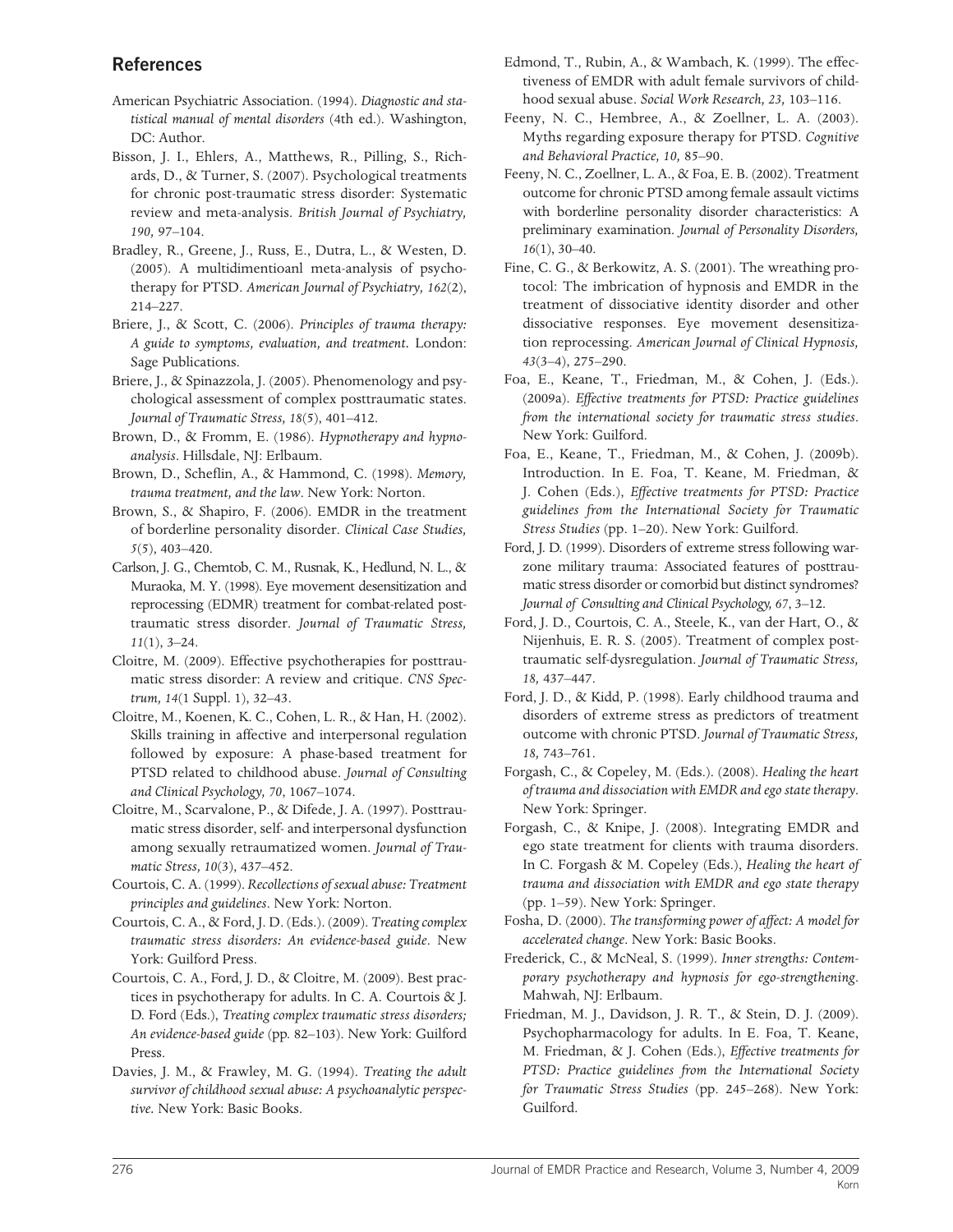## References

American Psychiatric Association. (1994). *Diagnostic and statistical manual of mental disorders* (4th ed.). Washington, DC: Author.

Bisson, J. I., Ehlers, A., Matthews, R., Pilling, S., Richards, D., & Turner, S. (2007). Psychological treatments for chronic post-traumatic stress disorder: Systematic review and meta-analysis. *British Journal of Psychiatry, 190,* 97–104.

Bradley, R., Greene, J., Russ, E., Dutra, L., & Westen, D. (2005). A multidimentioanl meta-analysis of psychotherapy for PTSD. *American Journal of Psychiatry, 162*(2), 214–227.

Briere, J., & Scott, C. (2006). *Principles of trauma therapy: A guide to symptoms, evaluation, and treatment.* London: Sage Publications.

Briere, J., & Spinazzola, J. (2005). Phenomenology and psychological assessment of complex posttraumatic states. *Journal of Traumatic Stress, 18*(5), 401–412.

Brown, D., & Fromm, E. (1986). *Hypnotherapy and hypnoanalysis*. Hillsdale, NJ: Erlbaum.

Brown, D., Scheflin, A., & Hammond, C. (1998). *Memory, trauma treatment, and the law*. New York: Norton.

Brown, S., & Shapiro, F. (2006). EMDR in the treatment of borderline personality disorder. *Clinical Case Studies, 5*(5), 403–420.

Carlson, J. G., Chemtob, C. M., Rusnak, K., Hedlund, N. L., & Muraoka, M. Y. (1998). Eye movement desensitization and reprocessing (EDMR) treatment for combat-related posttraumatic stress disorder. *Journal of Traumatic Stress, 11*(1), 3–24.

Cloitre, M. (2009). Effective psychotherapies for posttraumatic stress disorder: A review and critique. *CNS Spectrum, 14*(1 Suppl. 1), 32–43.

Cloitre, M., Koenen, K. C., Cohen, L. R., & Han, H. (2002). Skills training in affective and interpersonal regulation followed by exposure: A phase-based treatment for PTSD related to childhood abuse. *Journal of Consulting and Clinical Psychology, 70*, 1067–1074.

Cloitre, M., Scarvalone, P., & Difede, J. A. (1997). Posttraumatic stress disorder, self- and interpersonal dysfunction among sexually retraumatized women. *Journal of Traumatic Stress, 10*(3), 437–452.

Courtois, C. A. (1999). *Recollections of sexual abuse: Treatment principles and guidelines*. New York: Norton.

Courtois, C. A., & Ford, J. D. (Eds.). (2009). *Treating complex traumatic stress disorders: An evidence-based guide*. New York: Guilford Press.

Courtois, C. A., Ford, J. D., & Cloitre, M. (2009). Best practices in psychotherapy for adults. In C. A. Courtois & J. D. Ford (Eds.), *Treating complex traumatic stress disorders; An evidence-based guide* (pp. 82–103). New York: Guilford Press.

Davies, J. M., & Frawley, M. G. (1994). *Treating the adult survivor of childhood sexual abuse: A psychoanalytic perspective.* New York: Basic Books.

Edmond, T., Rubin, A., & Wambach, K. (1999). The effectiveness of EMDR with adult female survivors of childhood sexual abuse. *Social Work Research, 23,* 103–116.

Feeny, N. C., Hembree, A., & Zoellner, L. A. (2003). Myths regarding exposure therapy for PTSD. *Cognitive and Behavioral Practice, 10,* 85–90.

Feeny, N. C., Zoellner, L. A., & Foa, E. B. (2002). Treatment outcome for chronic PTSD among female assault victims with borderline personality disorder characteristics: A preliminary examination. *Journal of Personality Disorders, 16*(1), 30–40.

Fine, C. G., & Berkowitz, A. S. (2001). The wreathing protocol: The imbrication of hypnosis and EMDR in the treatment of dissociative identity disorder and other dissociative responses. Eye movement desensitization reprocessing. *American Journal of Clinical Hypnosis, 43*(3–4), 275–290.

Foa, E., Keane, T., Friedman, M., & Cohen, J. (Eds.). (2009a). *Effective treatments for PTSD: Practice guidelines from the international society for traumatic stress studies*. New York: Guilford.

Foa, E., Keane, T., Friedman, M., & Cohen, J. (2009b). Introduction. In E. Foa, T. Keane, M. Friedman, & J. Cohen (Eds.), *Effective treatments for PTSD: Practice guidelines from the International Society for Traumatic Stress Studies* (pp. 1–20). New York: Guilford.

Ford, J. D. (1999). Disorders of extreme stress following warzone military trauma: Associated features of posttraumatic stress disorder or comorbid but distinct syndromes? *Journal of Consulting and Clinical Psychology, 67*, 3–12.

Ford, J. D., Courtois, C. A., Steele, K., van der Hart, O., & Nijenhuis, E. R. S. (2005). Treatment of complex posttraumatic self-dysregulation. *Journal of Traumatic Stress, 18,* 437–447.

Ford, J. D., & Kidd, P. (1998). Early childhood trauma and disorders of extreme stress as predictors of treatment outcome with chronic PTSD. *Journal of Traumatic Stress, 18,* 743–761.

Forgash, C., & Copeley, M. (Eds.). (2008). *Healing the heart of trauma and dissociation with EMDR and ego state therapy*. New York: Springer.

Forgash, C., & Knipe, J. (2008). Integrating EMDR and ego state treatment for clients with trauma disorders. In C. Forgash & M. Copeley (Eds.), *Healing the heart of trauma and dissociation with EMDR and ego state therapy* (pp. 1–59). New York: Springer.

Fosha, D. (2000). *The transforming power of affect: A model for accelerated change*. New York: Basic Books.

Frederick, C., & McNeal, S. (1999). *Inner strengths: Contemporary psychotherapy and hypnosis for ego-strengthening*. Mahwah, NJ: Erlbaum.

Friedman, M. J., Davidson, J. R. T., & Stein, D. J. (2009). Psychopharmacology for adults. In E. Foa, T. Keane, M. Friedman, & J. Cohen (Eds.), *Effective treatments for PTSD: Practice guidelines from the International Society for Traumatic Stress Studies* (pp. 245–268). New York: Guilford.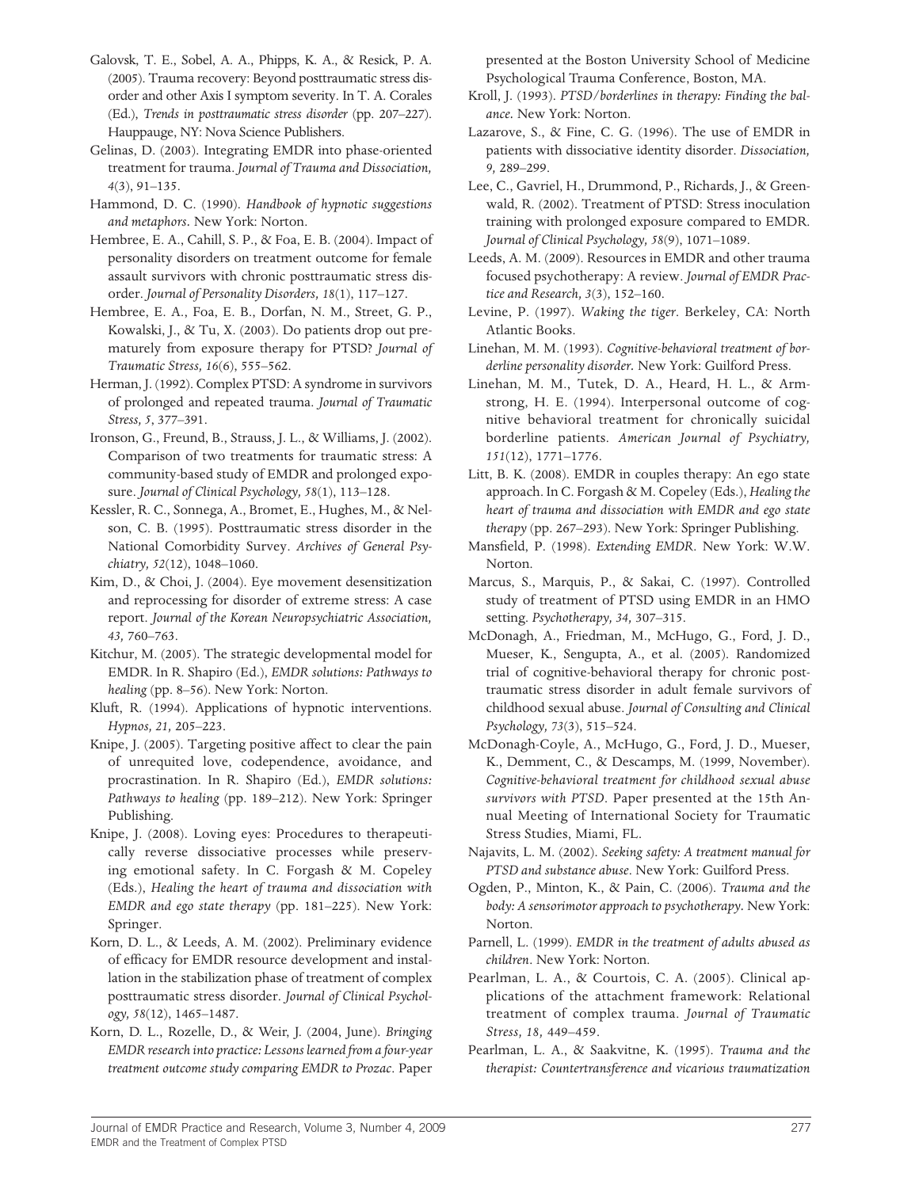Galovsk, T. E., Sobel, A. A., Phipps, K. A., & Resick, P. A. (2005). Trauma recovery: Beyond posttraumatic stress disorder and other Axis I symptom severity. In T. A. Corales (Ed.), *Trends in posttraumatic stress disorder* (pp. 207–227). Hauppauge, NY: Nova Science Publishers.

Gelinas, D. (2003). Integrating EMDR into phase-oriented treatment for trauma. *Journal of Trauma and Dissociation, 4*(3), 91–135.

Hammond, D. C. (1990). *Handbook of hypnotic suggestions and metaphors*. New York: Norton.

Hembree, E. A., Cahill, S. P., & Foa, E. B. (2004). Impact of personality disorders on treatment outcome for female assault survivors with chronic posttraumatic stress disorder. *Journal of Personality Disorders, 18*(1), 117–127.

Hembree, E. A., Foa, E. B., Dorfan, N. M., Street, G. P., Kowalski, J., & Tu, X. (2003). Do patients drop out prematurely from exposure therapy for PTSD? *Journal of Traumatic Stress, 16*(6), 555–562.

Herman, J. (1992). Complex PTSD: A syndrome in survivors of prolonged and repeated trauma. *Journal of Traumatic Stress, 5*, 377–391.

Ironson, G., Freund, B., Strauss, J. L., & Williams, J. (2002). Comparison of two treatments for traumatic stress: A community-based study of EMDR and prolonged exposure. *Journal of Clinical Psychology, 58*(1), 113–128.

Kessler, R. C., Sonnega, A., Bromet, E., Hughes, M., & Nelson, C. B. (1995). Posttraumatic stress disorder in the National Comorbidity Survey. *Archives of General Psychiatry, 52*(12), 1048–1060.

Kim, D., & Choi, J. (2004). Eye movement desensitization and reprocessing for disorder of extreme stress: A case report. *Journal of the Korean Neuropsychiatric Association, 43,* 760–763.

Kitchur, M. (2005). The strategic developmental model for EMDR. In R. Shapiro (Ed.), *EMDR solutions: Pathways to healing* (pp. 8–56). New York: Norton.

Kluft, R. (1994). Applications of hypnotic interventions. *Hypnos, 21,* 205–223.

Knipe, J. (2005). Targeting positive affect to clear the pain of unrequited love, codependence, avoidance, and procrastination. In R. Shapiro (Ed.), *EMDR solutions: Pathways to healing* (pp. 189–212). New York: Springer Publishing.

Knipe, J. (2008). Loving eyes: Procedures to therapeutically reverse dissociative processes while preserving emotional safety. In C. Forgash & M. Copeley (Eds.), *Healing the heart of trauma and dissociation with EMDR and ego state therapy* (pp. 181–225). New York: Springer.

Korn, D. L., & Leeds, A. M. (2002). Preliminary evidence of efficacy for EMDR resource development and installation in the stabilization phase of treatment of complex posttraumatic stress disorder. *Journal of Clinical Psychology, 58*(12), 1465–1487.

Korn, D. L., Rozelle, D., & Weir, J. (2004, June). *Bringing EMDR research into practice: Lessons learned from a four-year treatment outcome study comparing EMDR to Prozac*. Paper presented at the Boston University School of Medicine Psychological Trauma Conference, Boston, MA.

Kroll, J. (1993). *PTSD/borderlines in therapy: Finding the balance.* New York: Norton.

Lazarove, S., & Fine, C. G. (1996). The use of EMDR in patients with dissociative identity disorder. *Dissociation, 9,* 289–299.

Lee, C., Gavriel, H., Drummond, P., Richards, J., & Greenwald, R. (2002). Treatment of PTSD: Stress inoculation training with prolonged exposure compared to EMDR. *Journal of Clinical Psychology, 58*(9), 1071–1089.

Leeds, A. M. (2009). Resources in EMDR and other trauma focused psychotherapy: A review. *Journal of EMDR Practice and Research, 3*(3), 152–160.

Levine, P. (1997). *Waking the tiger*. Berkeley, CA: North Atlantic Books.

Linehan, M. M. (1993). *Cognitive-behavioral treatment of borderline personality disorder.* New York: Guilford Press.

Linehan, M. M., Tutek, D. A., Heard, H. L., & Armstrong, H. E. (1994). Interpersonal outcome of cognitive behavioral treatment for chronically suicidal borderline patients. *American Journal of Psychiatry, 151*(12), 1771–1776.

Litt, B. K. (2008). EMDR in couples therapy: An ego state approach. In C. Forgash & M. Copeley (Eds.), *Healing the heart of trauma and dissociation with EMDR and ego state therapy* (pp. 267–293). New York: Springer Publishing.

Mansfield, P. (1998). *Extending EMDR*. New York: W.W. Norton.

Marcus, S., Marquis, P., & Sakai, C. (1997). Controlled study of treatment of PTSD using EMDR in an HMO setting. *Psychotherapy, 34,* 307–315.

McDonagh, A., Friedman, M., McHugo, G., Ford, J. D., Mueser, K., Sengupta, A., et al. (2005). Randomized trial of cognitive-behavioral therapy for chronic posttraumatic stress disorder in adult female survivors of childhood sexual abuse. *Journal of Consulting and Clinical Psychology, 73*(3), 515–524.

McDonagh-Coyle, A., McHugo, G., Ford, J. D., Mueser, K., Demment, C., & Descamps, M. (1999, November). *Cognitive-behavioral treatment for childhood sexual abuse survivors with PTSD*. Paper presented at the 15th Annual Meeting of International Society for Traumatic Stress Studies, Miami, FL.

Najavits, L. M. (2002). *Seeking safety: A treatment manual for PTSD and substance abuse*. New York: Guilford Press.

Ogden, P., Minton, K., & Pain, C. (2006). *Trauma and the body: A sensorimotor approach to psychotherapy*. New York: Norton.

Parnell, L. (1999). *EMDR in the treatment of adults abused as children*. New York: Norton.

Pearlman, L. A., & Courtois, C. A. (2005). Clinical applications of the attachment framework: Relational treatment of complex trauma. *Journal of Traumatic Stress, 18,* 449–459.

Pearlman, L. A., & Saakvitne, K. (1995). *Trauma and the therapist: Countertransference and vicarious traumatization*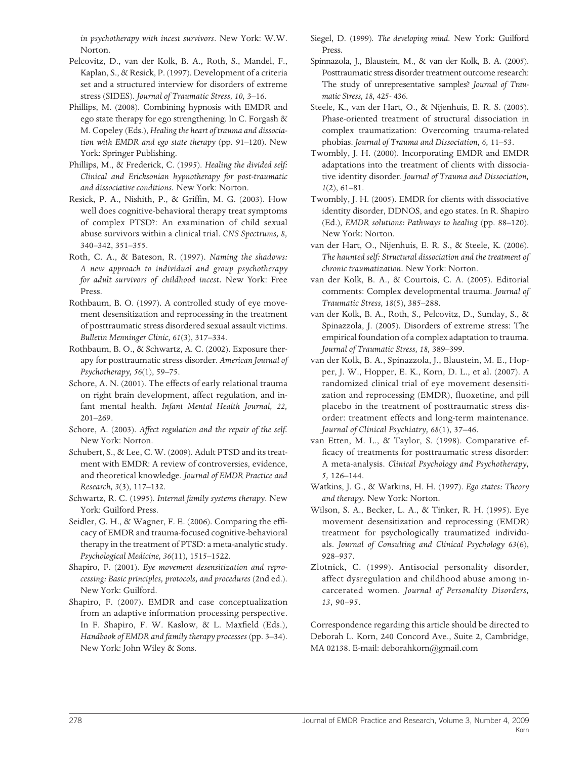*in psychotherapy with incest survivors*. New York: W.W. Norton.

Pelcovitz, D., van der Kolk, B. A., Roth, S., Mandel, F., Kaplan, S., & Resick, P. (1997). Development of a criteria set and a structured interview for disorders of extreme stress (SIDES). *Journal of Traumatic Stress, 10,* 3–16.

Phillips, M. (2008). Combining hypnosis with EMDR and ego state therapy for ego strengthening. In C. Forgash & M. Copeley (Eds.), *Healing the heart of trauma and dissociation with EMDR and ego state therapy* (pp. 91–120). New York: Springer Publishing.

Phillips, M., & Frederick, C. (1995). *Healing the divided self: Clinical and Ericksonian hypnotherapy for post-traumatic and dissociative conditions.* New York: Norton.

Resick, P. A., Nishith, P., & Griffin, M. G. (2003). How well does cognitive-behavioral therapy treat symptoms of complex PTSD?: An examination of child sexual abuse survivors within a clinical trial. *CNS Spectrums, 8,* 340–342, 351–355.

Roth, C. A., & Bateson, R. (1997). *Naming the shadows: A new approach to individual and group psychotherapy for adult survivors of childhood incest.* New York: Free Press.

Rothbaum, B. O. (1997). A controlled study of eye movement desensitization and reprocessing in the treatment of posttraumatic stress disordered sexual assault victims. *Bulletin Menninger Clinic, 61*(3), 317–334.

Rothbaum, B. O., & Schwartz, A. C. (2002). Exposure therapy for posttraumatic stress disorder. *American Journal of Psychotherapy, 56*(1), 59–75.

Schore, A. N. (2001). The effects of early relational trauma on right brain development, affect regulation, and infant mental health. *Infant Mental Health Journal, 22,* 201–269.

Schore, A. (2003). *Affect regulation and the repair of the self.* New York: Norton.

Schubert, S., & Lee, C. W. (2009). Adult PTSD and its treatment with EMDR: A review of controversies, evidence, and theoretical knowledge. *Journal of EMDR Practice and Research, 3*(3), 117–132.

Schwartz, R. C. (1995). *Internal family systems therapy*. New York: Guilford Press.

Seidler, G. H., & Wagner, F. E. (2006). Comparing the efficacy of EMDR and trauma-focused cognitive-behavioral therapy in the treatment of PTSD: a meta-analytic study. *Psychological Medicine, 36*(11), 1515–1522.

Shapiro, F. (2001). *Eye movement desensitization and reprocessing: Basic principles, protocols, and procedures* (2nd ed.). New York: Guilford.

Shapiro, F. (2007). EMDR and case conceptualization from an adaptive information processing perspective. In F. Shapiro, F. W. Kaslow, & L. Maxfield (Eds.), *Handbook of EMDR and family therapy processes* (pp. 3–34). New York: John Wiley & Sons.

Siegel, D. (1999). *The developing mind.* New York: Guilford Press.

Spinnazola, J., Blaustein, M., & van der Kolk, B. A. (2005). Posttraumatic stress disorder treatment outcome research: The study of unrepresentative samples? *Journal of Traumatic Stress, 18,* 425- 436.

Steele, K., van der Hart, O., & Nijenhuis, E. R. S. (2005). Phase-oriented treatment of structural dissociation in complex traumatization: Overcoming trauma-related phobias. *Journal of Trauma and Dissociation, 6,* 11–53.

Twombly, J. H. (2000). Incorporating EMDR and EMDR adaptations into the treatment of clients with dissociative identity disorder. *Journal of Trauma and Dissociation, 1*(2), 61–81.

Twombly, J. H. (2005). EMDR for clients with dissociative identity disorder, DDNOS, and ego states. In R. Shapiro (Ed.), *EMDR solutions: Pathways to healing* (pp. 88–120). New York: Norton.

van der Hart, O., Nijenhuis, E. R. S., & Steele, K. (2006). *The haunted self: Structural dissociation and the treatment of chronic traumatization.* New York: Norton.

van der Kolk, B. A., & Courtois, C. A. (2005). Editorial comments: Complex developmental trauma. *Journal of Traumatic Stress, 18*(5), 385–288.

van der Kolk, B. A., Roth, S., Pelcovitz, D., Sunday, S., & Spinazzola, J. (2005). Disorders of extreme stress: The empirical foundation of a complex adaptation to trauma. *Journal of Traumatic Stress, 18,* 389–399.

van der Kolk, B. A., Spinazzola, J., Blaustein, M. E., Hopper, J. W., Hopper, E. K., Korn, D. L., et al. (2007). A randomized clinical trial of eye movement desensitization and reprocessing (EMDR), fluoxetine, and pill placebo in the treatment of posttraumatic stress disorder: treatment effects and long-term maintenance. *Journal of Clinical Psychiatry, 68*(1), 37–46.

van Etten, M. L., & Taylor, S. (1998). Comparative efficacy of treatments for posttraumatic stress disorder: A meta-analysis. *Clinical Psychology and Psychotherapy, 5,* 126–144.

Watkins, J. G., & Watkins, H. H. (1997). *Ego states: Theory and therapy.* New York: Norton.

Wilson, S. A., Becker, L. A., & Tinker, R. H. (1995). Eye movement desensitization and reprocessing (EMDR) treatment for psychologically traumatized individuals. *Journal of Consulting and Clinical Psychology 63*(6), 928–937.

Zlotnick, C. (1999). Antisocial personality disorder, affect dysregulation and childhood abuse among incarcerated women. *Journal of Personality Disorders, 13,* 90–95.

Correspondence regarding this article should be directed to Deborah L. Korn, 240 Concord Ave., Suite 2, Cambridge, MA 02138. E-mail: deborahkorn@gmail.com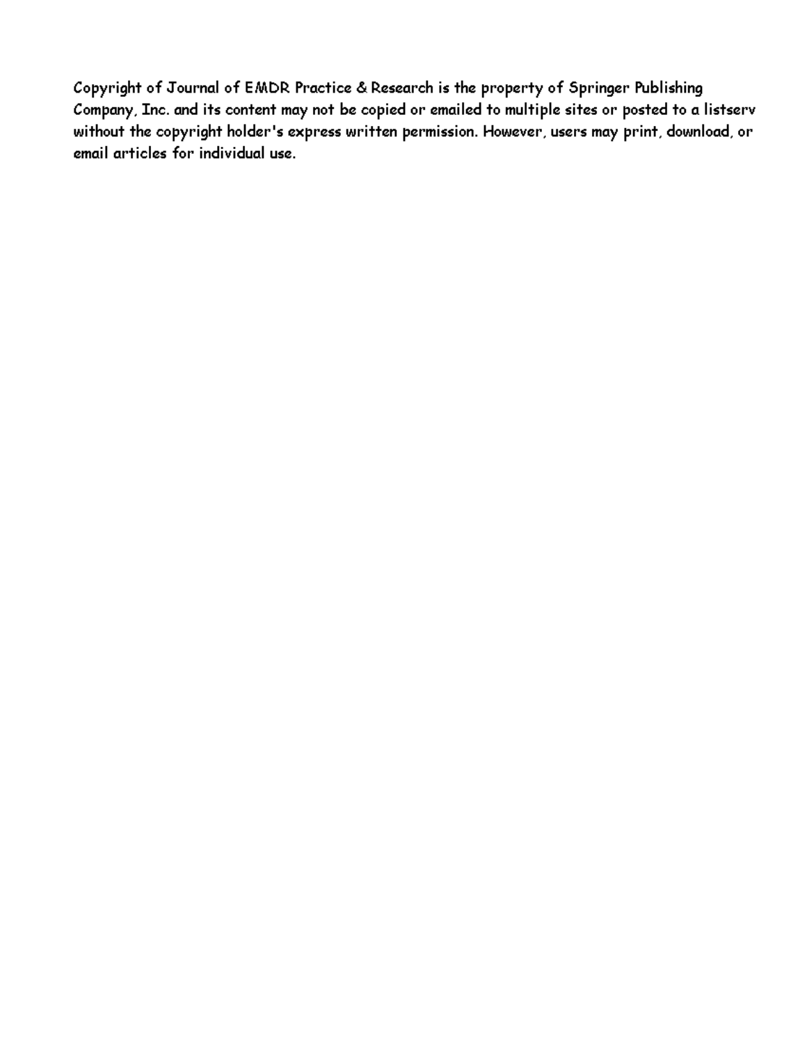Copyright of Journal of EMDR Practice & Research is the property of Springer Publishing Company, Inc. and its content may not be copied or emailed to multiple sites or posted to a listserv without the copyright holder's express written permission. However, users may print, download, or email articles for individual use.